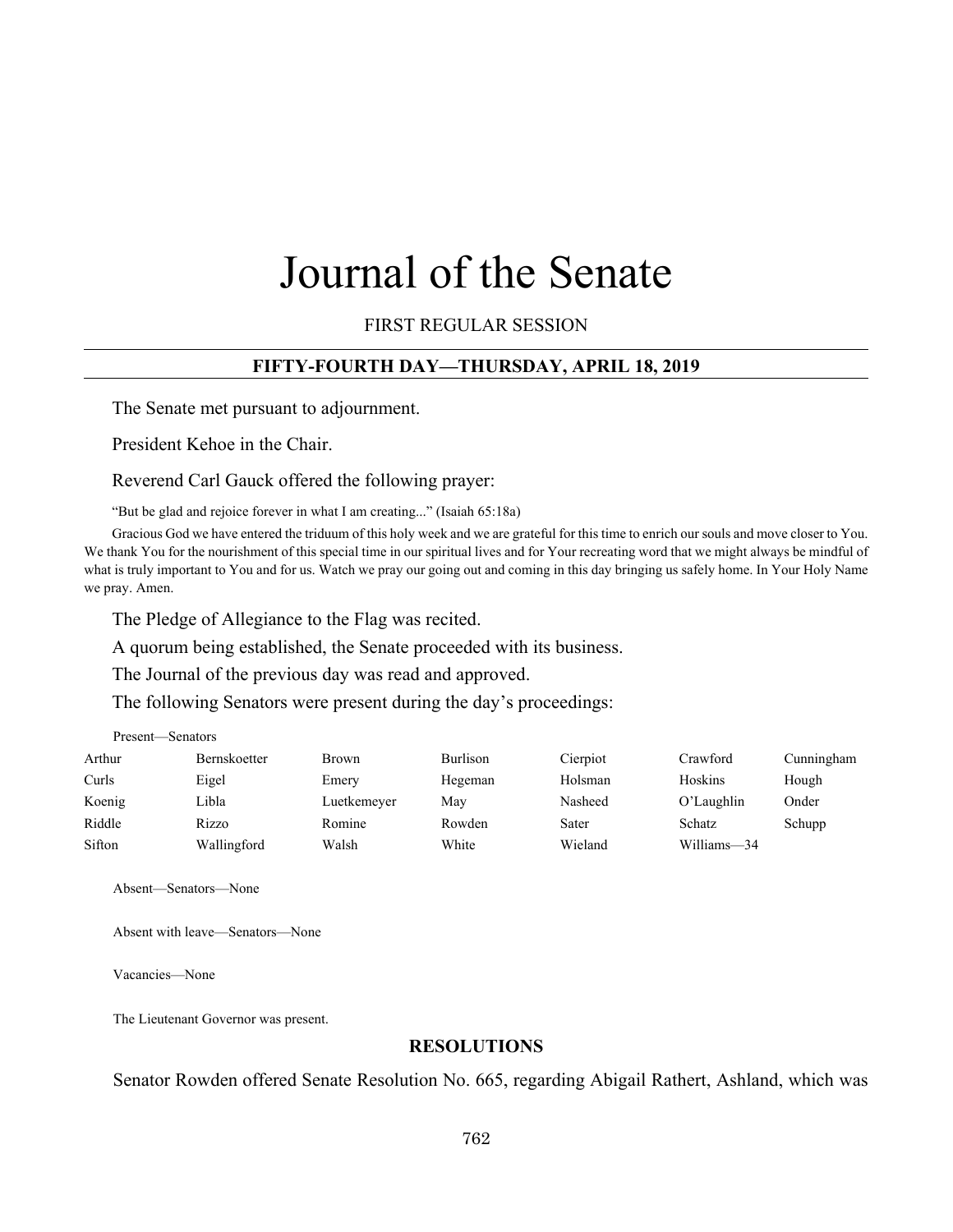# Journal of the Senate

FIRST REGULAR SESSION

**FIFTY-FOURTH DAY—THURSDAY, APRIL 18, 2019**

The Senate met pursuant to adjournment.

President Kehoe in the Chair.

Reverend Carl Gauck offered the following prayer:

"But be glad and rejoice forever in what I am creating..." (Isaiah 65:18a)

Gracious God we have entered the triduum of this holy week and we are grateful for this time to enrich our souls and move closer to You. We thank You for the nourishment of this special time in our spiritual lives and for Your recreating word that we might always be mindful of what is truly important to You and for us. Watch we pray our going out and coming in this day bringing us safely home. In Your Holy Name we pray. Amen.

The Pledge of Allegiance to the Flag was recited.

A quorum being established, the Senate proceeded with its business.

The Journal of the previous day was read and approved.

The following Senators were present during the day's proceedings:

Present—Senators

| | | | | | | |
|---|---|---|---|---|---|---|
| Arthur | Bernskoetter | Brown | Burlison | Cierpiot | Crawford | Cunningham |
| Curls | Eigel | Emery | Hegeman | Holsman | Hoskins | Hough |
| Koenig | Libla | Luetkemeyer | May | Nasheed | O'Laughlin | Onder |
| Riddle | Rizzo | Romine | Rowden | Sater | Schatz | Schupp |
| Sifton | Wallingford | Walsh | White | Wieland | Williams—34 | |

Absent—Senators—None

Absent with leave—Senators—None

Vacancies—None

The Lieutenant Governor was present.

**RESOLUTIONS**

Senator Rowden offered Senate Resolution No. 665, regarding Abigail Rathert, Ashland, which was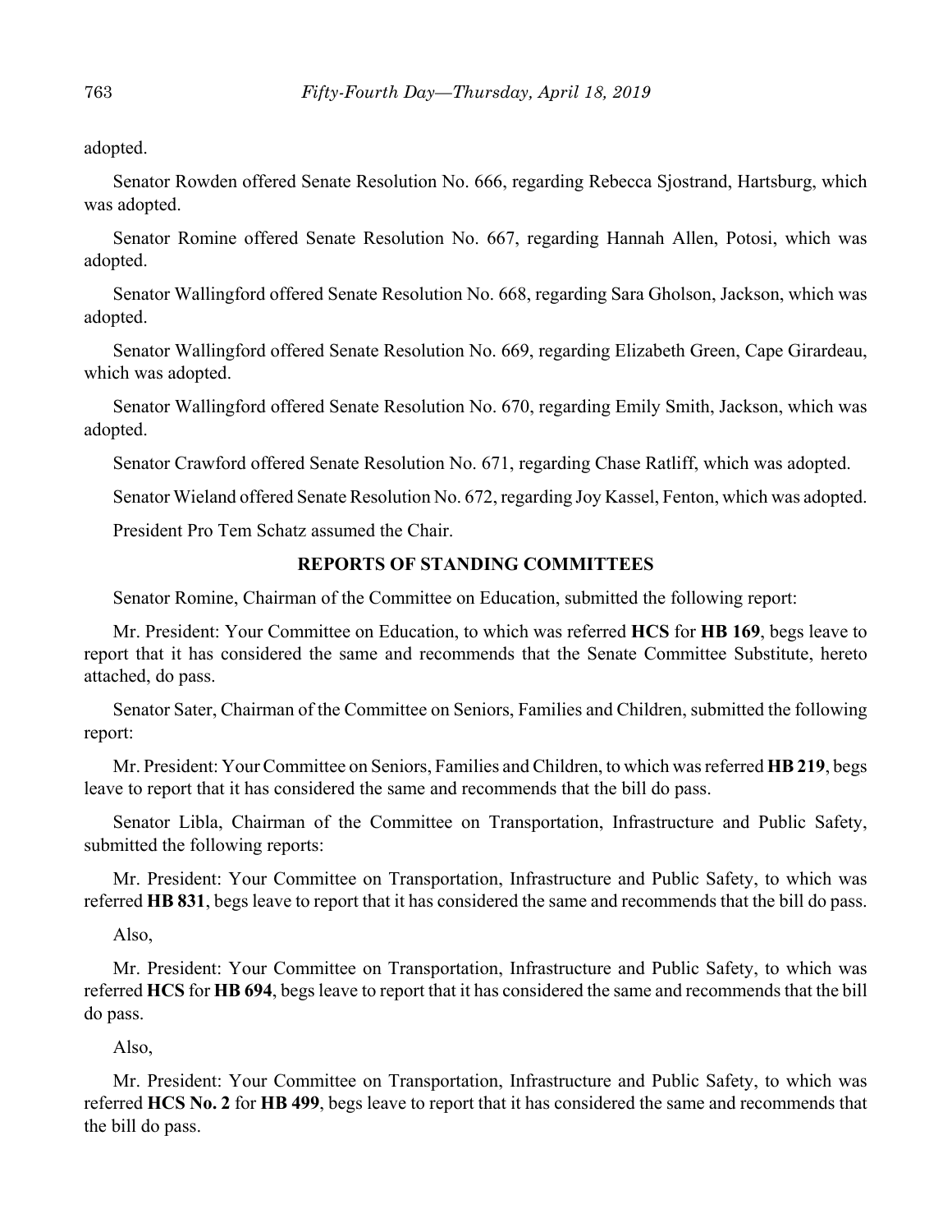adopted.

Senator Rowden offered Senate Resolution No. 666, regarding Rebecca Sjostrand, Hartsburg, which was adopted.

Senator Romine offered Senate Resolution No. 667, regarding Hannah Allen, Potosi, which was adopted.

Senator Wallingford offered Senate Resolution No. 668, regarding Sara Gholson, Jackson, which was adopted.

Senator Wallingford offered Senate Resolution No. 669, regarding Elizabeth Green, Cape Girardeau, which was adopted.

Senator Wallingford offered Senate Resolution No. 670, regarding Emily Smith, Jackson, which was adopted.

Senator Crawford offered Senate Resolution No. 671, regarding Chase Ratliff, which was adopted.

Senator Wieland offered Senate Resolution No. 672, regarding Joy Kassel, Fenton, which was adopted.

President Pro Tem Schatz assumed the Chair.

## REPORTS OF STANDING COMMITTEES

Senator Romine, Chairman of the Committee on Education, submitted the following report:

Mr. President: Your Committee on Education, to which was referred **HCS** for **HB 169**, begs leave to report that it has considered the same and recommends that the Senate Committee Substitute, hereto attached, do pass.

Senator Sater, Chairman of the Committee on Seniors, Families and Children, submitted the following report:

Mr. President: Your Committee on Seniors, Families and Children, to which was referred **HB 219**, begs leave to report that it has considered the same and recommends that the bill do pass.

Senator Libla, Chairman of the Committee on Transportation, Infrastructure and Public Safety, submitted the following reports:

Mr. President: Your Committee on Transportation, Infrastructure and Public Safety, to which was referred **HB 831**, begs leave to report that it has considered the same and recommends that the bill do pass.

Also,

Mr. President: Your Committee on Transportation, Infrastructure and Public Safety, to which was referred **HCS** for **HB 694**, begs leave to report that it has considered the same and recommends that the bill do pass.

Also,

Mr. President: Your Committee on Transportation, Infrastructure and Public Safety, to which was referred **HCS No. 2** for **HB 499**, begs leave to report that it has considered the same and recommends that the bill do pass.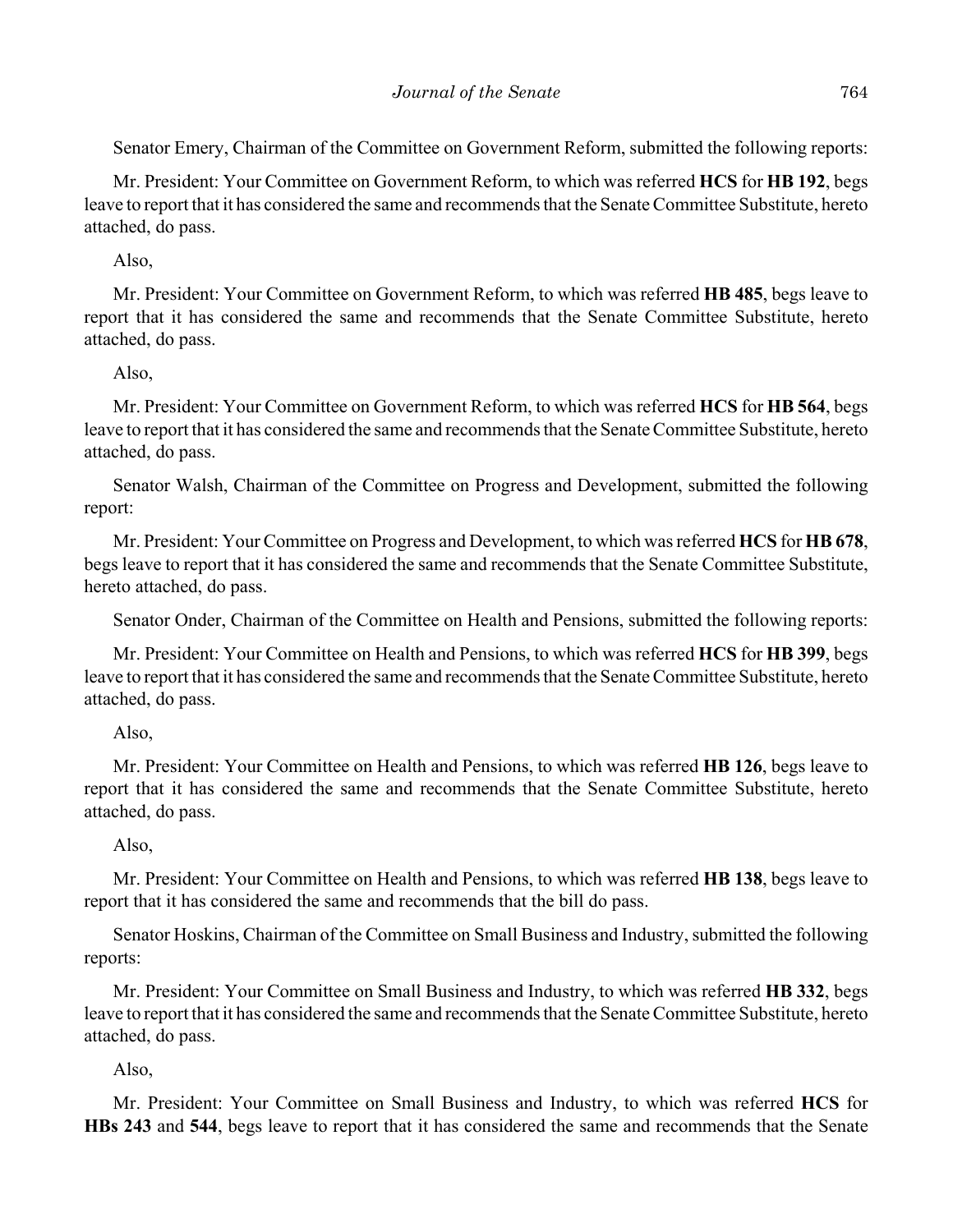Senator Emery, Chairman of the Committee on Government Reform, submitted the following reports:

Mr. President: Your Committee on Government Reform, to which was referred **HCS** for **HB 192**, begs leave to report that it has considered the same and recommends that the Senate Committee Substitute, hereto attached, do pass.

Also,

Mr. President: Your Committee on Government Reform, to which was referred **HB 485**, begs leave to report that it has considered the same and recommends that the Senate Committee Substitute, hereto attached, do pass.

Also,

Mr. President: Your Committee on Government Reform, to which was referred **HCS** for **HB 564**, begs leave to report that it has considered the same and recommends that the Senate Committee Substitute, hereto attached, do pass.

Senator Walsh, Chairman of the Committee on Progress and Development, submitted the following report:

Mr. President: Your Committee on Progress and Development, to which was referred **HCS** for **HB 678**, begs leave to report that it has considered the same and recommends that the Senate Committee Substitute, hereto attached, do pass.

Senator Onder, Chairman of the Committee on Health and Pensions, submitted the following reports:

Mr. President: Your Committee on Health and Pensions, to which was referred **HCS** for **HB 399**, begs leave to report that it has considered the same and recommends that the Senate Committee Substitute, hereto attached, do pass.

Also,

Mr. President: Your Committee on Health and Pensions, to which was referred **HB 126**, begs leave to report that it has considered the same and recommends that the Senate Committee Substitute, hereto attached, do pass.

Also,

Mr. President: Your Committee on Health and Pensions, to which was referred **HB 138**, begs leave to report that it has considered the same and recommends that the bill do pass.

Senator Hoskins, Chairman of the Committee on Small Business and Industry, submitted the following reports:

Mr. President: Your Committee on Small Business and Industry, to which was referred **HB 332**, begs leave to report that it has considered the same and recommends that the Senate Committee Substitute, hereto attached, do pass.

Also,

Mr. President: Your Committee on Small Business and Industry, to which was referred **HCS** for **HBs 243** and **544**, begs leave to report that it has considered the same and recommends that the Senate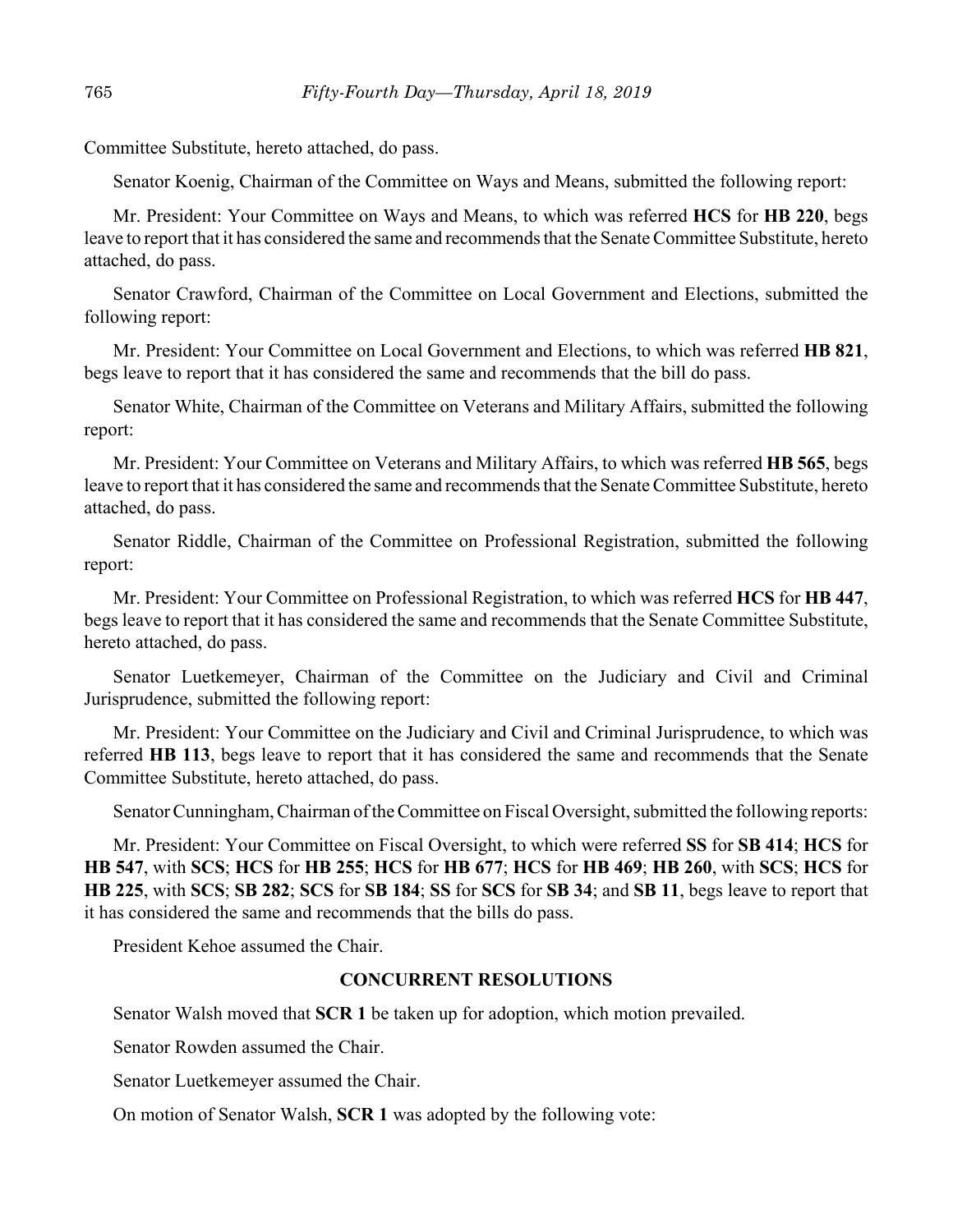Committee Substitute, hereto attached, do pass.

Senator Koenig, Chairman of the Committee on Ways and Means, submitted the following report:

Mr. President: Your Committee on Ways and Means, to which was referred **HCS** for **HB 220**, begs leave to report that it has considered the same and recommends that the Senate Committee Substitute, hereto attached, do pass.

Senator Crawford, Chairman of the Committee on Local Government and Elections, submitted the following report:

Mr. President: Your Committee on Local Government and Elections, to which was referred **HB 821**, begs leave to report that it has considered the same and recommends that the bill do pass.

Senator White, Chairman of the Committee on Veterans and Military Affairs, submitted the following report:

Mr. President: Your Committee on Veterans and Military Affairs, to which was referred **HB 565**, begs leave to report that it has considered the same and recommends that the Senate Committee Substitute, hereto attached, do pass.

Senator Riddle, Chairman of the Committee on Professional Registration, submitted the following report:

Mr. President: Your Committee on Professional Registration, to which was referred **HCS** for **HB 447**, begs leave to report that it has considered the same and recommends that the Senate Committee Substitute, hereto attached, do pass.

Senator Luetkemeyer, Chairman of the Committee on the Judiciary and Civil and Criminal Jurisprudence, submitted the following report:

Mr. President: Your Committee on the Judiciary and Civil and Criminal Jurisprudence, to which was referred **HB 113**, begs leave to report that it has considered the same and recommends that the Senate Committee Substitute, hereto attached, do pass.

Senator Cunningham, Chairman of the Committee on Fiscal Oversight, submitted the following reports:

Mr. President: Your Committee on Fiscal Oversight, to which were referred **SS** for **SB 414**; **HCS** for **HB 547**, with **SCS**; **HCS** for **HB 255**; **HCS** for **HB 677**; **HCS** for **HB 469**; **HB 260**, with **SCS**; **HCS** for **HB 225**, with **SCS**; **SB 282**; **SCS** for **SB 184**; **SS** for **SCS** for **SB 34**; and **SB 11**, begs leave to report that it has considered the same and recommends that the bills do pass.

President Kehoe assumed the Chair.

## CONCURRENT RESOLUTIONS

Senator Walsh moved that **SCR 1** be taken up for adoption, which motion prevailed.

Senator Rowden assumed the Chair.

Senator Luetkemeyer assumed the Chair.

On motion of Senator Walsh, **SCR 1** was adopted by the following vote: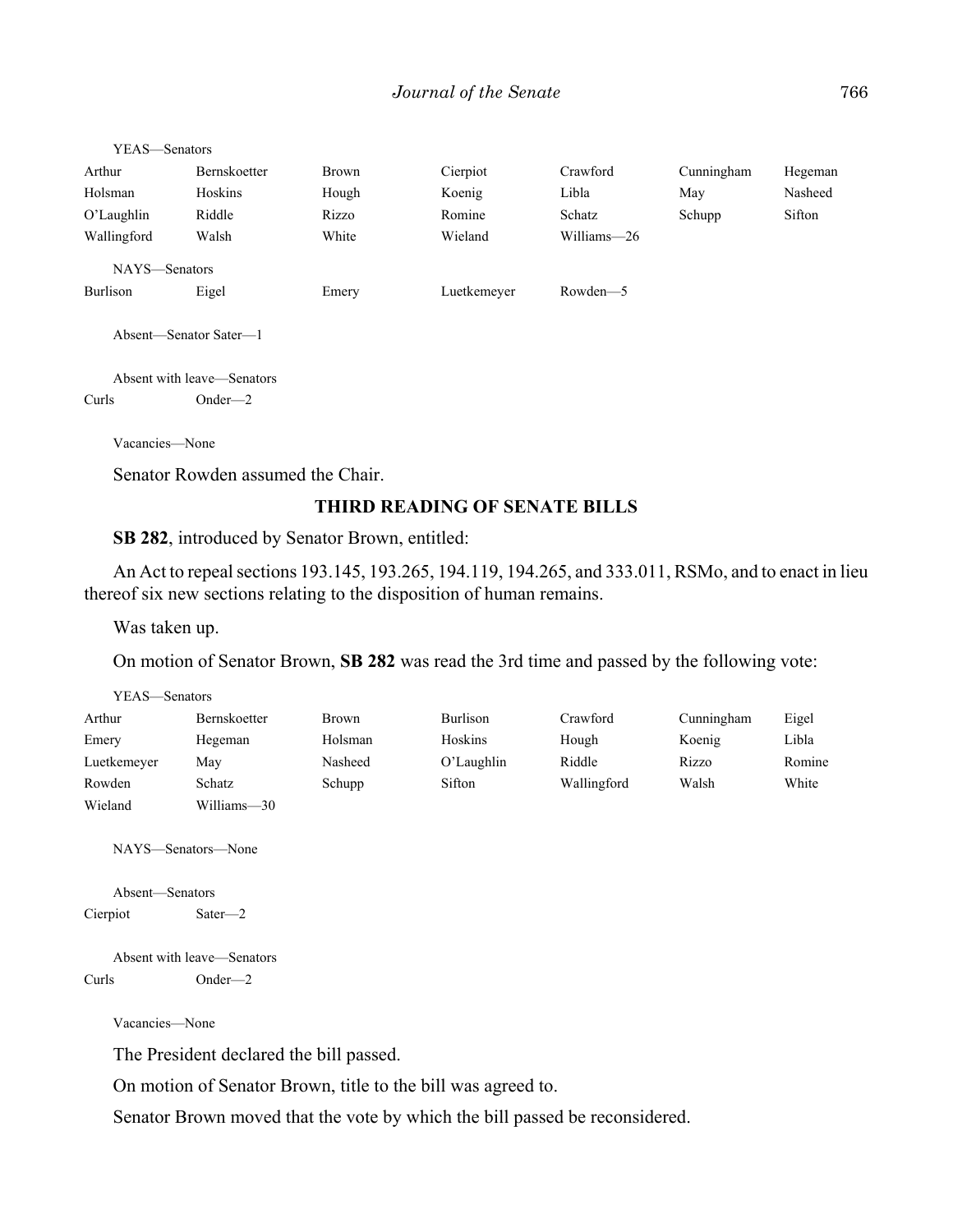YEAS—Senators

| | | | | | | |
|---|---|---|---|---|---|---|
| Arthur | Bernskoetter | Brown | Cierpiot | Crawford | Cunningham | Hegeman |
| Holsman | Hoskins | Hough | Koenig | Libla | May | Nasheed |
| O'Laughlin | Riddle | Rizzo | Romine | Schatz | Schupp | Sifton |
| Wallingford | Walsh | White | Wieland | Williams—26 | | |

NAYS—Senators

| | | | | |
|---|---|---|---|---|
| Burlison | Eigel | Emery | Luetkemeyer | Rowden—5 |

Absent—Senator Sater—1

Absent with leave—Senators

| | |
|---|---|
| Curls | Onder—2 |

Vacancies—None

Senator Rowden assumed the Chair.

## THIRD READING OF SENATE BILLS

**SB 282**, introduced by Senator Brown, entitled:

An Act to repeal sections 193.145, 193.265, 194.119, 194.265, and 333.011, RSMo, and to enact in lieu thereof six new sections relating to the disposition of human remains.

Was taken up.

On motion of Senator Brown, **SB 282** was read the 3rd time and passed by the following vote:

YEAS—Senators

| | | | | | | |
|---|---|---|---|---|---|---|
| Arthur | Bernskoetter | Brown | Burlison | Crawford | Cunningham | Eigel |
| Emery | Hegeman | Holsman | Hoskins | Hough | Koenig | Libla |
| Luetkemeyer | May | Nasheed | O'Laughlin | Riddle | Rizzo | Romine |
| Rowden | Schatz | Schupp | Sifton | Wallingford | Walsh | White |
| Wieland | Williams—30 | | | | | |

NAYS—Senators—None

Absent—Senators

| | |
|---|---|
| Cierpiot | Sater—2 |

Absent with leave—Senators

| | |
|---|---|
| Curls | Onder—2 |

Vacancies—None

The President declared the bill passed.

On motion of Senator Brown, title to the bill was agreed to.

Senator Brown moved that the vote by which the bill passed be reconsidered.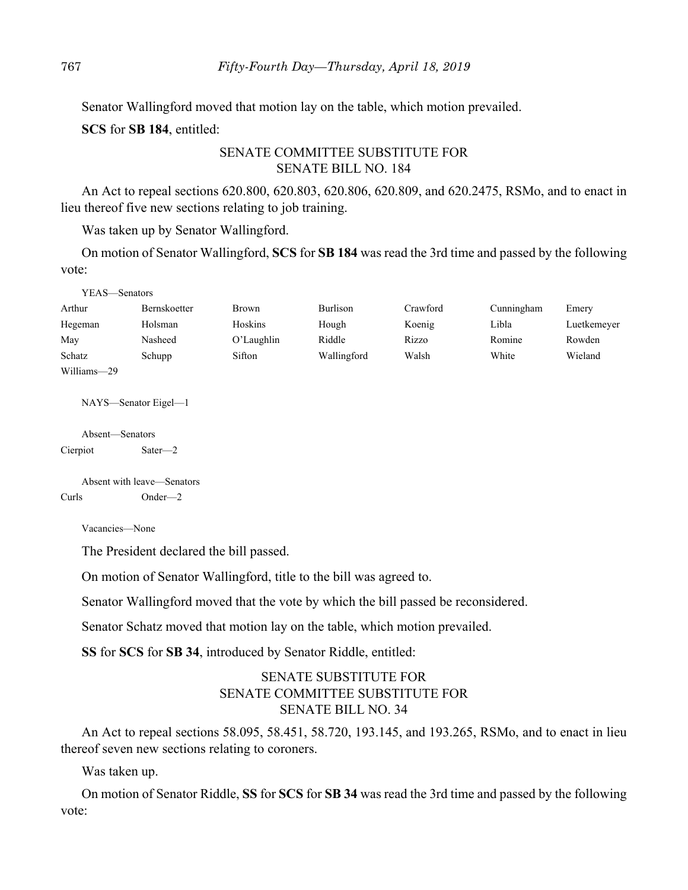Senator Wallingford moved that motion lay on the table, which motion prevailed.

**SCS** for **SB 184**, entitled:

SENATE COMMITTEE SUBSTITUTE FOR
SENATE BILL NO. 184

An Act to repeal sections 620.800, 620.803, 620.806, 620.809, and 620.2475, RSMo, and to enact in lieu thereof five new sections relating to job training.

Was taken up by Senator Wallingford.

On motion of Senator Wallingford, **SCS** for **SB 184** was read the 3rd time and passed by the following vote:

YEAS—Senators

| | | | | | | |
|---|---|---|---|---|---|---|
| Arthur | Bernskoetter | Brown | Burlison | Crawford | Cunningham | Emery |
| Hegeman | Holsman | Hoskins | Hough | Koenig | Libla | Luetkemeyer |
| May | Nasheed | O'Laughlin | Riddle | Rizzo | Romine | Rowden |
| Schatz | Schupp | Sifton | Wallingford | Walsh | White | Wieland |
| Williams—29 | | | | | | |

NAYS—Senator Eigel—1

Absent—Senators

| | |
|---|---|
| Cierpiot | Sater—2 |

Absent with leave—Senators

| | |
|---|---|
| Curls | Onder—2 |

Vacancies—None

The President declared the bill passed.

On motion of Senator Wallingford, title to the bill was agreed to.

Senator Wallingford moved that the vote by which the bill passed be reconsidered.

Senator Schatz moved that motion lay on the table, which motion prevailed.

**SS** for **SCS** for **SB 34**, introduced by Senator Riddle, entitled:

SENATE SUBSTITUTE FOR
SENATE COMMITTEE SUBSTITUTE FOR
SENATE BILL NO. 34

An Act to repeal sections 58.095, 58.451, 58.720, 193.145, and 193.265, RSMo, and to enact in lieu thereof seven new sections relating to coroners.

Was taken up.

On motion of Senator Riddle, **SS** for **SCS** for **SB 34** was read the 3rd time and passed by the following vote: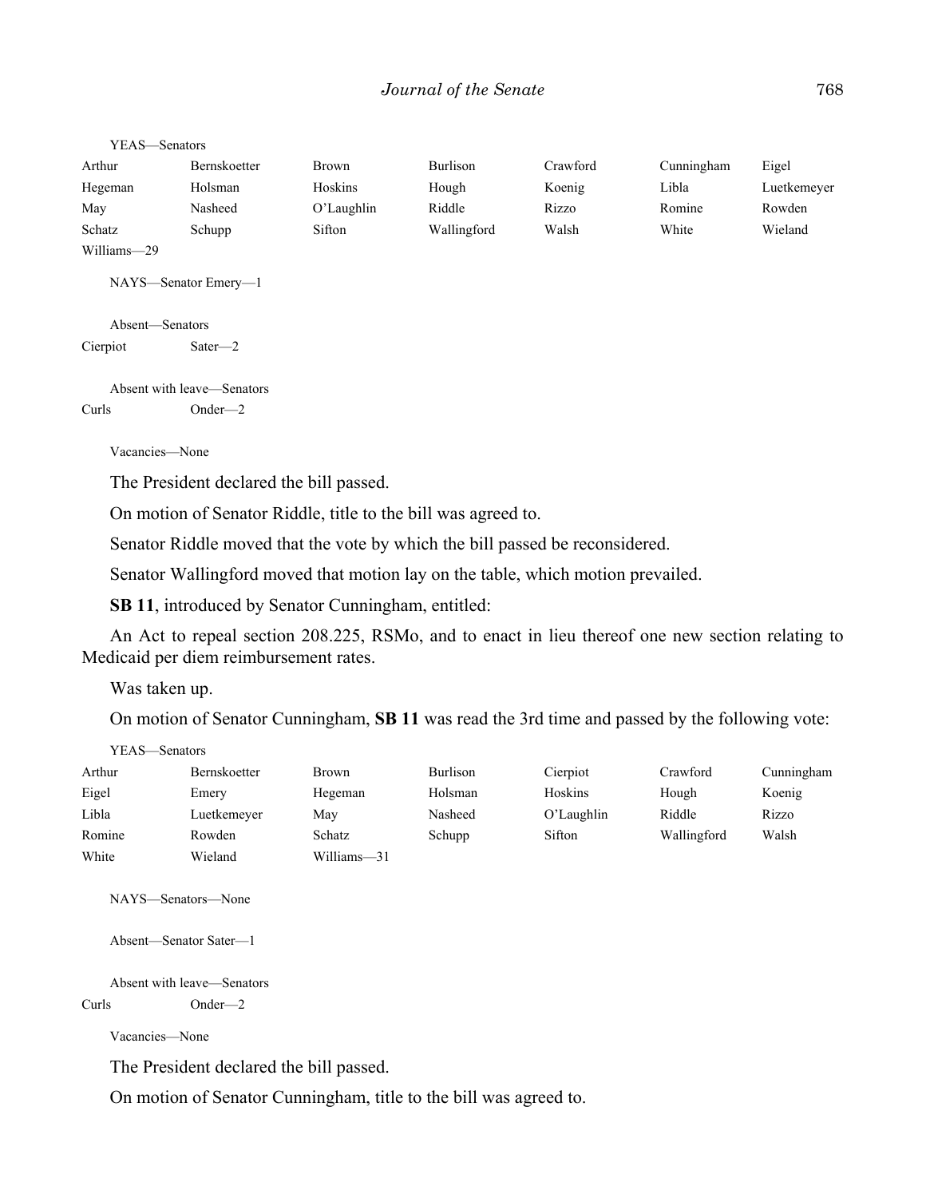YEAS—Senators

| | | | | | | |
|---|---|---|---|---|---|---|
| Arthur | Bernskoetter | Brown | Burlison | Crawford | Cunningham | Eigel |
| Hegeman | Holsman | Hoskins | Hough | Koenig | Libla | Luetkemeyer |
| May | Nasheed | O'Laughlin | Riddle | Rizzo | Romine | Rowden |
| Schatz | Schupp | Sifton | Wallingford | Walsh | White | Wieland |
| Williams—29 | | | | | | |

NAYS—Senator Emery—1

Absent—Senators

| | |
|---|---|
| Cierpiot | Sater—2 |

Absent with leave—Senators

| | |
|---|---|
| Curls | Onder—2 |

Vacancies—None

The President declared the bill passed.

On motion of Senator Riddle, title to the bill was agreed to.

Senator Riddle moved that the vote by which the bill passed be reconsidered.

Senator Wallingford moved that motion lay on the table, which motion prevailed.

**SB 11**, introduced by Senator Cunningham, entitled:

An Act to repeal section 208.225, RSMo, and to enact in lieu thereof one new section relating to Medicaid per diem reimbursement rates.

Was taken up.

On motion of Senator Cunningham, **SB 11** was read the 3rd time and passed by the following vote:

YEAS—Senators

| | | | | | | |
|---|---|---|---|---|---|---|
| Arthur | Bernskoetter | Brown | Burlison | Cierpiot | Crawford | Cunningham |
| Eigel | Emery | Hegeman | Holsman | Hoskins | Hough | Koenig |
| Libla | Luetkemeyer | May | Nasheed | O'Laughlin | Riddle | Rizzo |
| Romine | Rowden | Schatz | Schupp | Sifton | Wallingford | Walsh |
| White | Wieland | Williams—31 | | | | |

NAYS—Senators—None

Absent—Senator Sater—1

Absent with leave—Senators

| | |
|---|---|
| Curls | Onder—2 |

Vacancies—None

The President declared the bill passed.

On motion of Senator Cunningham, title to the bill was agreed to.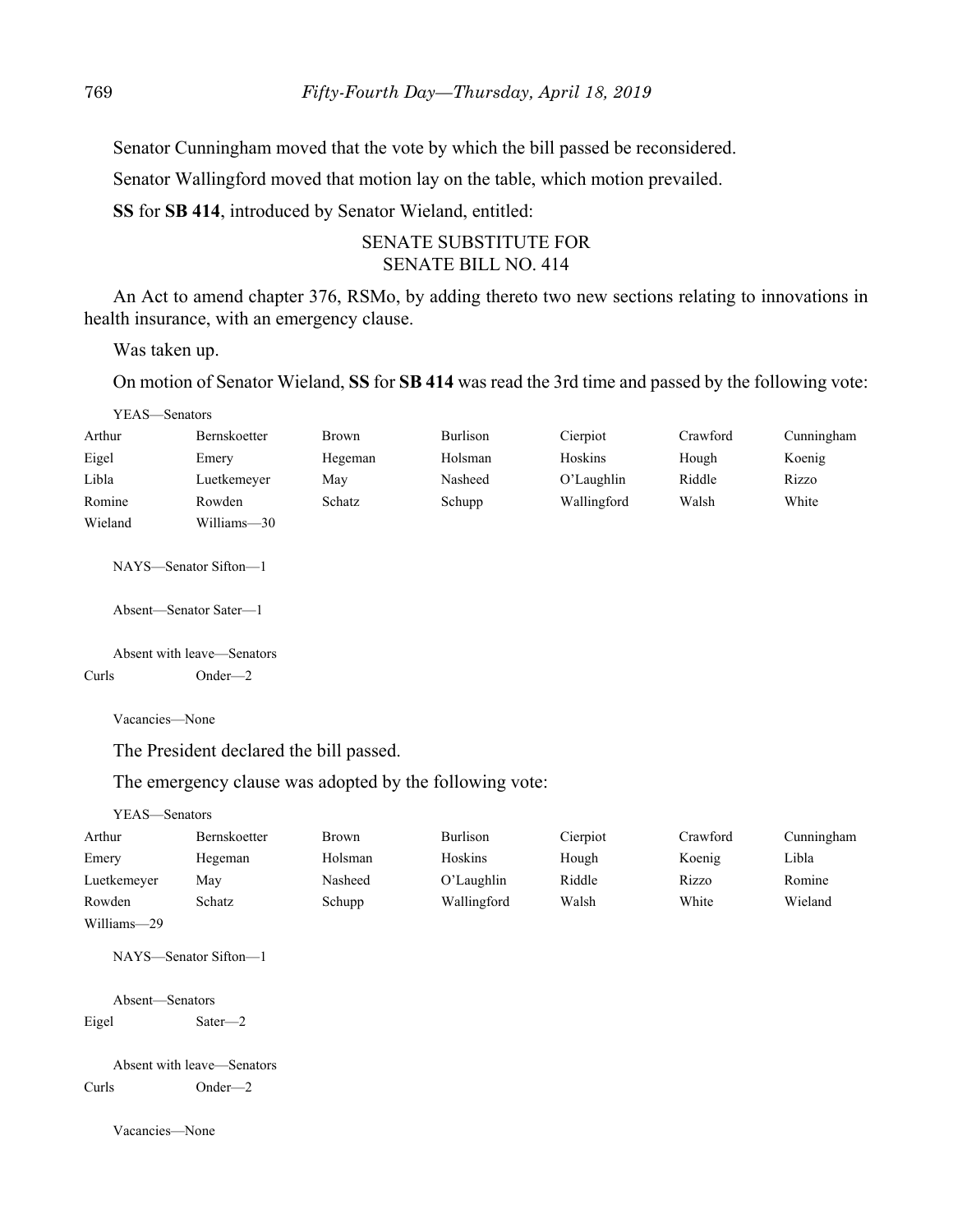Senator Cunningham moved that the vote by which the bill passed be reconsidered.

Senator Wallingford moved that motion lay on the table, which motion prevailed.

**SS** for **SB 414**, introduced by Senator Wieland, entitled:

SENATE SUBSTITUTE FOR
SENATE BILL NO. 414

An Act to amend chapter 376, RSMo, by adding thereto two new sections relating to innovations in health insurance, with an emergency clause.

Was taken up.

On motion of Senator Wieland, **SS** for **SB 414** was read the 3rd time and passed by the following vote:

YEAS—Senators

| | | | | | | |
|---|---|---|---|---|---|---|
| Arthur | Bernskoetter | Brown | Burlison | Cierpiot | Crawford | Cunningham |
| Eigel | Emery | Hegeman | Holsman | Hoskins | Hough | Koenig |
| Libla | Luetkemeyer | May | Nasheed | O'Laughlin | Riddle | Rizzo |
| Romine | Rowden | Schatz | Schupp | Wallingford | Walsh | White |
| Wieland | Williams—30 | | | | | |

NAYS—Senator Sifton—1

Absent—Senator Sater—1

Absent with leave—Senators

Curls Onder—2

Vacancies—None

The President declared the bill passed.

The emergency clause was adopted by the following vote:

YEAS—Senators

| | | | | | | |
|---|---|---|---|---|---|---|
| Arthur | Bernskoetter | Brown | Burlison | Cierpiot | Crawford | Cunningham |
| Emery | Hegeman | Holsman | Hoskins | Hough | Koenig | Libla |
| Luetkemeyer | May | Nasheed | O'Laughlin | Riddle | Rizzo | Romine |
| Rowden | Schatz | Schupp | Wallingford | Walsh | White | Wieland |
| Williams—29 | | | | | | |

NAYS—Senator Sifton—1

Absent—Senators

Eigel Sater—2

Absent with leave—Senators

Curls Onder—2

Vacancies—None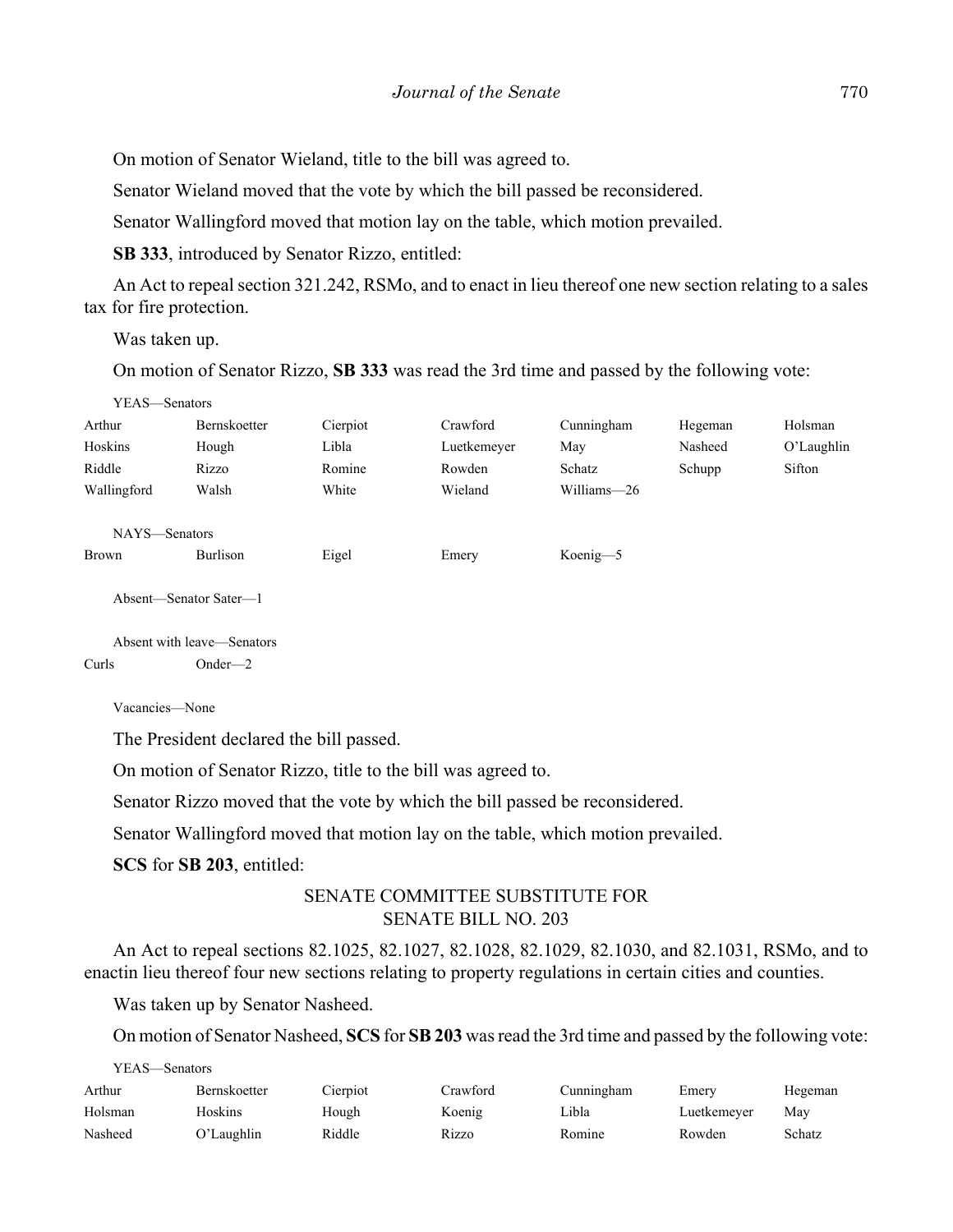On motion of Senator Wieland, title to the bill was agreed to.

Senator Wieland moved that the vote by which the bill passed be reconsidered.

Senator Wallingford moved that motion lay on the table, which motion prevailed.

**SB 333**, introduced by Senator Rizzo, entitled:

An Act to repeal section 321.242, RSMo, and to enact in lieu thereof one new section relating to a sales tax for fire protection.

Was taken up.

On motion of Senator Rizzo, **SB 333** was read the 3rd time and passed by the following vote:

YEAS—Senators

| | | | | | | |
|---|---|---|---|---|---|---|
| Arthur | Bernskoetter | Cierpiot | Crawford | Cunningham | Hegeman | Holsman |
| Hoskins | Hough | Libla | Luetkemeyer | May | Nasheed | O'Laughlin |
| Riddle | Rizzo | Romine | Rowden | Schatz | Schupp | Sifton |
| Wallingford | Walsh | White | Wieland | Williams—26 | | |

NAYS—Senators

| | | | | |
|---|---|---|---|---|
| Brown | Burlison | Eigel | Emery | Koenig—5 |

Absent—Senator Sater—1

Absent with leave—Senators

| | |
|---|---|
| Curls | Onder—2 |

Vacancies—None

The President declared the bill passed.

On motion of Senator Rizzo, title to the bill was agreed to.

Senator Rizzo moved that the vote by which the bill passed be reconsidered.

Senator Wallingford moved that motion lay on the table, which motion prevailed.

**SCS** for **SB 203**, entitled:

SENATE COMMITTEE SUBSTITUTE FOR
SENATE BILL NO. 203

An Act to repeal sections 82.1025, 82.1027, 82.1028, 82.1029, 82.1030, and 82.1031, RSMo, and to enactin lieu thereof four new sections relating to property regulations in certain cities and counties.

Was taken up by Senator Nasheed.

On motion of Senator Nasheed, **SCS** for **SB 203** was read the 3rd time and passed by the following vote:

YEAS—Senators

| | | | | | | |
|---|---|---|---|---|---|---|
| Arthur | Bernskoetter | Cierpiot | Crawford | Cunningham | Emery | Hegeman |
| Holsman | Hoskins | Hough | Koenig | Libla | Luetkemeyer | May |
| Nasheed | O'Laughlin | Riddle | Rizzo | Romine | Rowden | Schatz |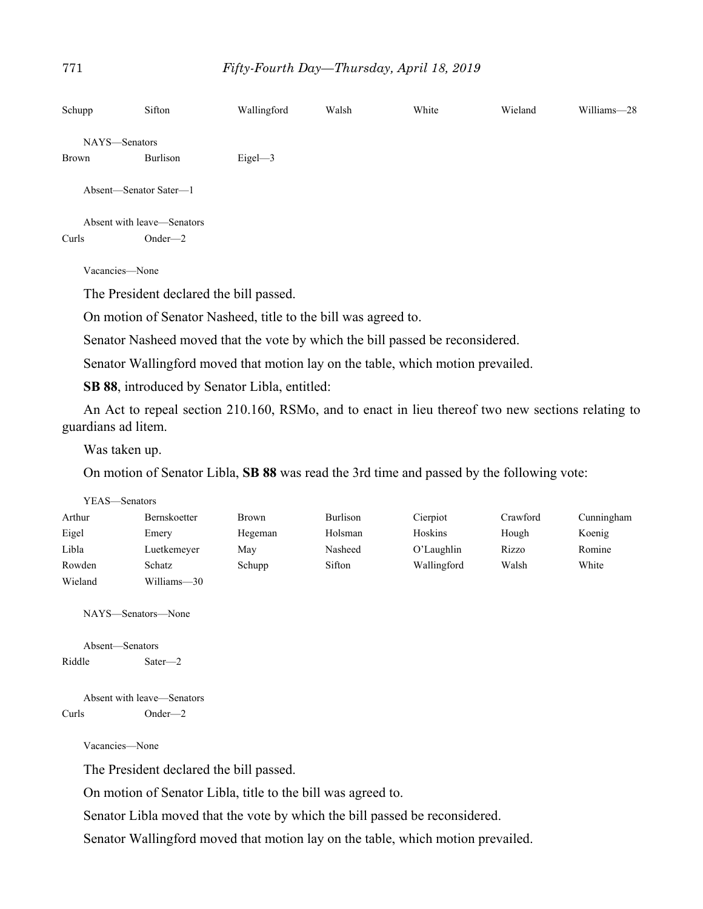Schupp Sifton Wallingford Walsh White Wieland Williams—28

NAYS—Senators

Brown Burlison Eigel—3

Absent—Senator Sater—1

Absent with leave—Senators

Curls Onder—2

Vacancies—None

The President declared the bill passed.

On motion of Senator Nasheed, title to the bill was agreed to.

Senator Nasheed moved that the vote by which the bill passed be reconsidered.

Senator Wallingford moved that motion lay on the table, which motion prevailed.

**SB 88**, introduced by Senator Libla, entitled:

An Act to repeal section 210.160, RSMo, and to enact in lieu thereof two new sections relating to guardians ad litem.

Was taken up.

On motion of Senator Libla, **SB 88** was read the 3rd time and passed by the following vote:

YEAS—Senators

Arthur Bernskoetter Brown Burlison Cierpiot Crawford Cunningham
Eigel Emery Hegeman Holsman Hoskins Hough Koenig
Libla Luetkemeyer May Nasheed O'Laughlin Rizzo Romine
Rowden Schatz Schupp Sifton Wallingford Walsh White
Wieland Williams—30

NAYS—Senators—None

Absent—Senators

Riddle Sater—2

Absent with leave—Senators

Curls Onder—2

Vacancies—None

The President declared the bill passed.

On motion of Senator Libla, title to the bill was agreed to.

Senator Libla moved that the vote by which the bill passed be reconsidered.

Senator Wallingford moved that motion lay on the table, which motion prevailed.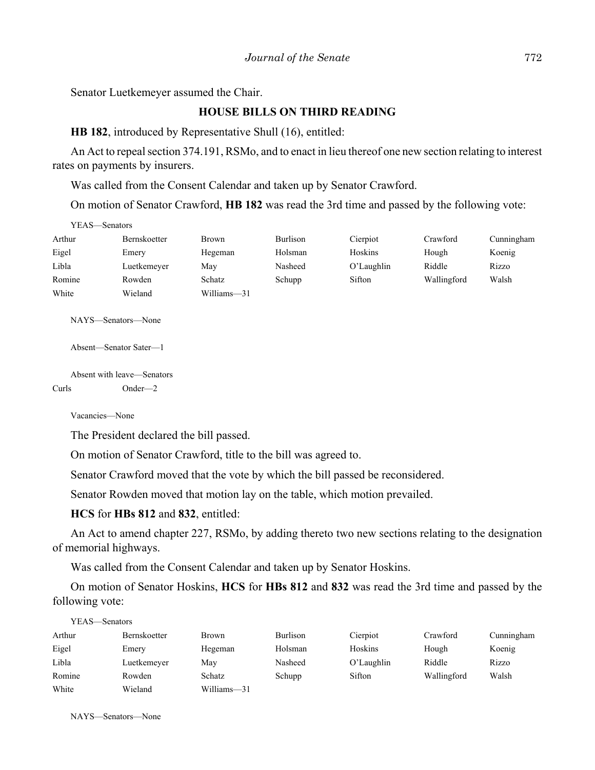Senator Luetkemeyer assumed the Chair.

## HOUSE BILLS ON THIRD READING

**HB 182**, introduced by Representative Shull (16), entitled:

An Act to repeal section 374.191, RSMo, and to enact in lieu thereof one new section relating to interest rates on payments by insurers.

Was called from the Consent Calendar and taken up by Senator Crawford.

On motion of Senator Crawford, **HB 182** was read the 3rd time and passed by the following vote:

YEAS—Senators

| | | | | | | |
|---|---|---|---|---|---|---|
| Arthur | Bernskoetter | Brown | Burlison | Cierpiot | Crawford | Cunningham |
| Eigel | Emery | Hegeman | Holsman | Hoskins | Hough | Koenig |
| Libla | Luetkemeyer | May | Nasheed | O'Laughlin | Riddle | Rizzo |
| Romine | Rowden | Schatz | Schupp | Sifton | Wallingford | Walsh |
| White | Wieland | Williams—31 | | | | |

NAYS—Senators—None

Absent—Senator Sater—1

Absent with leave—Senators

| | |
|---|---|
| Curls | Onder—2 |

Vacancies—None

The President declared the bill passed.

On motion of Senator Crawford, title to the bill was agreed to.

Senator Crawford moved that the vote by which the bill passed be reconsidered.

Senator Rowden moved that motion lay on the table, which motion prevailed.

**HCS** for **HBs 812** and **832**, entitled:

An Act to amend chapter 227, RSMo, by adding thereto two new sections relating to the designation of memorial highways.

Was called from the Consent Calendar and taken up by Senator Hoskins.

On motion of Senator Hoskins, **HCS** for **HBs 812** and **832** was read the 3rd time and passed by the following vote:

YEAS—Senators

| | | | | | | |
|---|---|---|---|---|---|---|
| Arthur | Bernskoetter | Brown | Burlison | Cierpiot | Crawford | Cunningham |
| Eigel | Emery | Hegeman | Holsman | Hoskins | Hough | Koenig |
| Libla | Luetkemeyer | May | Nasheed | O'Laughlin | Riddle | Rizzo |
| Romine | Rowden | Schatz | Schupp | Sifton | Wallingford | Walsh |
| White | Wieland | Williams—31 | | | | |

NAYS—Senators—None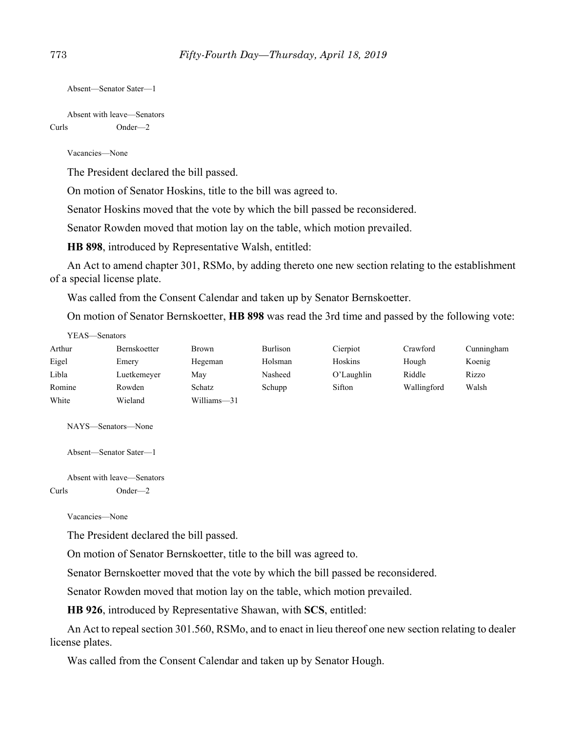Absent—Senator Sater—1

Absent with leave—Senators

| | |
|---|---|
| Curls | Onder—2 |

Vacancies—None

The President declared the bill passed.

On motion of Senator Hoskins, title to the bill was agreed to.

Senator Hoskins moved that the vote by which the bill passed be reconsidered.

Senator Rowden moved that motion lay on the table, which motion prevailed.

**HB 898**, introduced by Representative Walsh, entitled:

An Act to amend chapter 301, RSMo, by adding thereto one new section relating to the establishment of a special license plate.

Was called from the Consent Calendar and taken up by Senator Bernskoetter.

On motion of Senator Bernskoetter, **HB 898** was read the 3rd time and passed by the following vote:

YEAS—Senators

| | | | | | | |
|---|---|---|---|---|---|---|
| Arthur | Bernskoetter | Brown | Burlison | Cierpiot | Crawford | Cunningham |
| Eigel | Emery | Hegeman | Holsman | Hoskins | Hough | Koenig |
| Libla | Luetkemeyer | May | Nasheed | O'Laughlin | Riddle | Rizzo |
| Romine | Rowden | Schatz | Schupp | Sifton | Wallingford | Walsh |
| White | Wieland | Williams—31 | | | | |

NAYS—Senators—None

Absent—Senator Sater—1

Absent with leave—Senators

| | |
|---|---|
| Curls | Onder—2 |

Vacancies—None

The President declared the bill passed.

On motion of Senator Bernskoetter, title to the bill was agreed to.

Senator Bernskoetter moved that the vote by which the bill passed be reconsidered.

Senator Rowden moved that motion lay on the table, which motion prevailed.

**HB 926**, introduced by Representative Shawan, with **SCS**, entitled:

An Act to repeal section 301.560, RSMo, and to enact in lieu thereof one new section relating to dealer license plates.

Was called from the Consent Calendar and taken up by Senator Hough.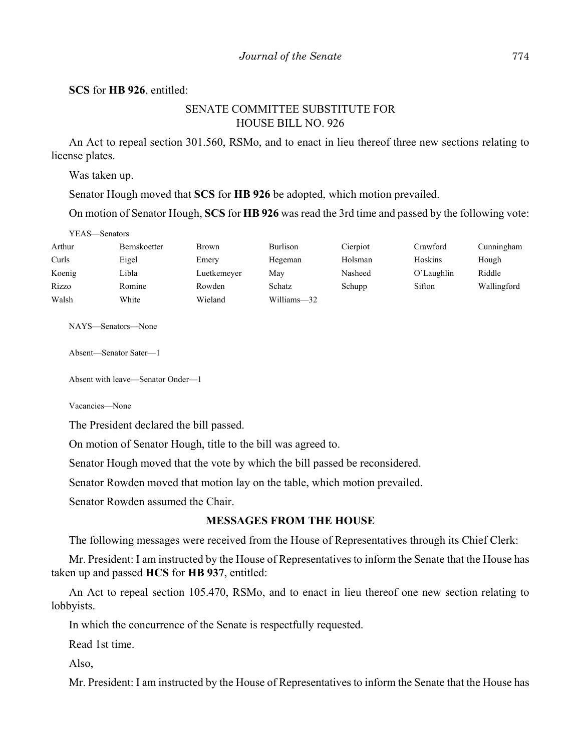**SCS** for **HB 926**, entitled:

SENATE COMMITTEE SUBSTITUTE FOR
HOUSE BILL NO. 926

An Act to repeal section 301.560, RSMo, and to enact in lieu thereof three new sections relating to license plates.

Was taken up.

Senator Hough moved that **SCS** for **HB 926** be adopted, which motion prevailed.

On motion of Senator Hough, **SCS** for **HB 926** was read the 3rd time and passed by the following vote:

YEAS—Senators

| | | | | | | |
|---|---|---|---|---|---|---|
| Arthur | Bernskoetter | Brown | Burlison | Cierpiot | Crawford | Cunningham |
| Curls | Eigel | Emery | Hegeman | Holsman | Hoskins | Hough |
| Koenig | Libla | Luetkemeyer | May | Nasheed | O'Laughlin | Riddle |
| Rizzo | Romine | Rowden | Schatz | Schupp | Sifton | Wallingford |
| Walsh | White | Wieland | Williams—32 | | | |

NAYS—Senators—None

Absent—Senator Sater—1

Absent with leave—Senator Onder—1

Vacancies—None

The President declared the bill passed.

On motion of Senator Hough, title to the bill was agreed to.

Senator Hough moved that the vote by which the bill passed be reconsidered.

Senator Rowden moved that motion lay on the table, which motion prevailed.

Senator Rowden assumed the Chair.

## MESSAGES FROM THE HOUSE

The following messages were received from the House of Representatives through its Chief Clerk:

Mr. President: I am instructed by the House of Representatives to inform the Senate that the House has taken up and passed **HCS** for **HB 937**, entitled:

An Act to repeal section 105.470, RSMo, and to enact in lieu thereof one new section relating to lobbyists.

In which the concurrence of the Senate is respectfully requested.

Read 1st time.

Also,

Mr. President: I am instructed by the House of Representatives to inform the Senate that the House has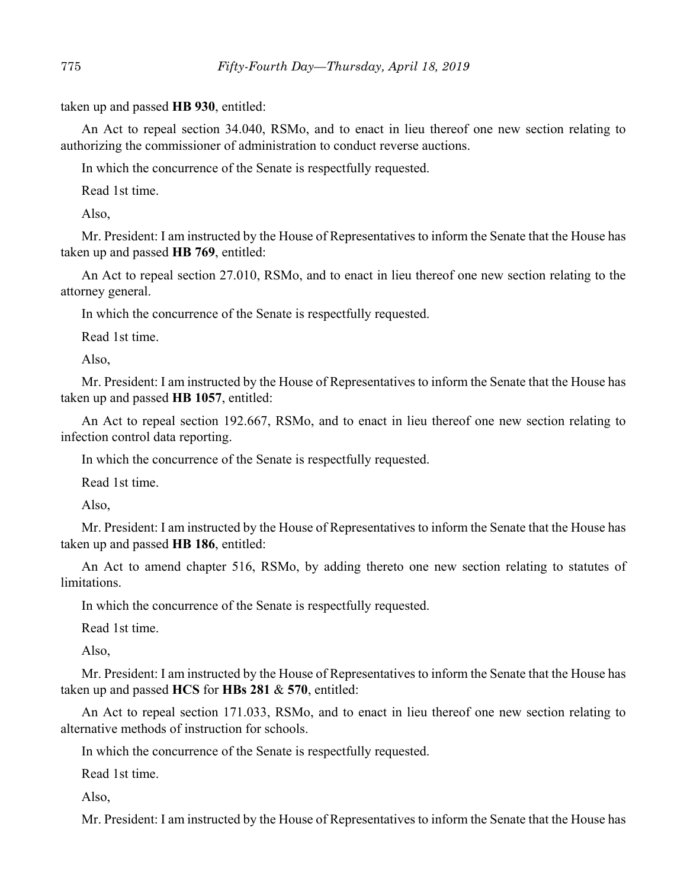taken up and passed **HB 930**, entitled:

An Act to repeal section 34.040, RSMo, and to enact in lieu thereof one new section relating to authorizing the commissioner of administration to conduct reverse auctions.

In which the concurrence of the Senate is respectfully requested.

Read 1st time.

Also,

Mr. President: I am instructed by the House of Representatives to inform the Senate that the House has taken up and passed **HB 769**, entitled:

An Act to repeal section 27.010, RSMo, and to enact in lieu thereof one new section relating to the attorney general.

In which the concurrence of the Senate is respectfully requested.

Read 1st time.

Also,

Mr. President: I am instructed by the House of Representatives to inform the Senate that the House has taken up and passed **HB 1057**, entitled:

An Act to repeal section 192.667, RSMo, and to enact in lieu thereof one new section relating to infection control data reporting.

In which the concurrence of the Senate is respectfully requested.

Read 1st time.

Also,

Mr. President: I am instructed by the House of Representatives to inform the Senate that the House has taken up and passed **HB 186**, entitled:

An Act to amend chapter 516, RSMo, by adding thereto one new section relating to statutes of limitations.

In which the concurrence of the Senate is respectfully requested.

Read 1st time.

Also,

Mr. President: I am instructed by the House of Representatives to inform the Senate that the House has taken up and passed **HCS** for **HBs 281** & **570**, entitled:

An Act to repeal section 171.033, RSMo, and to enact in lieu thereof one new section relating to alternative methods of instruction for schools.

In which the concurrence of the Senate is respectfully requested.

Read 1st time.

Also,

Mr. President: I am instructed by the House of Representatives to inform the Senate that the House has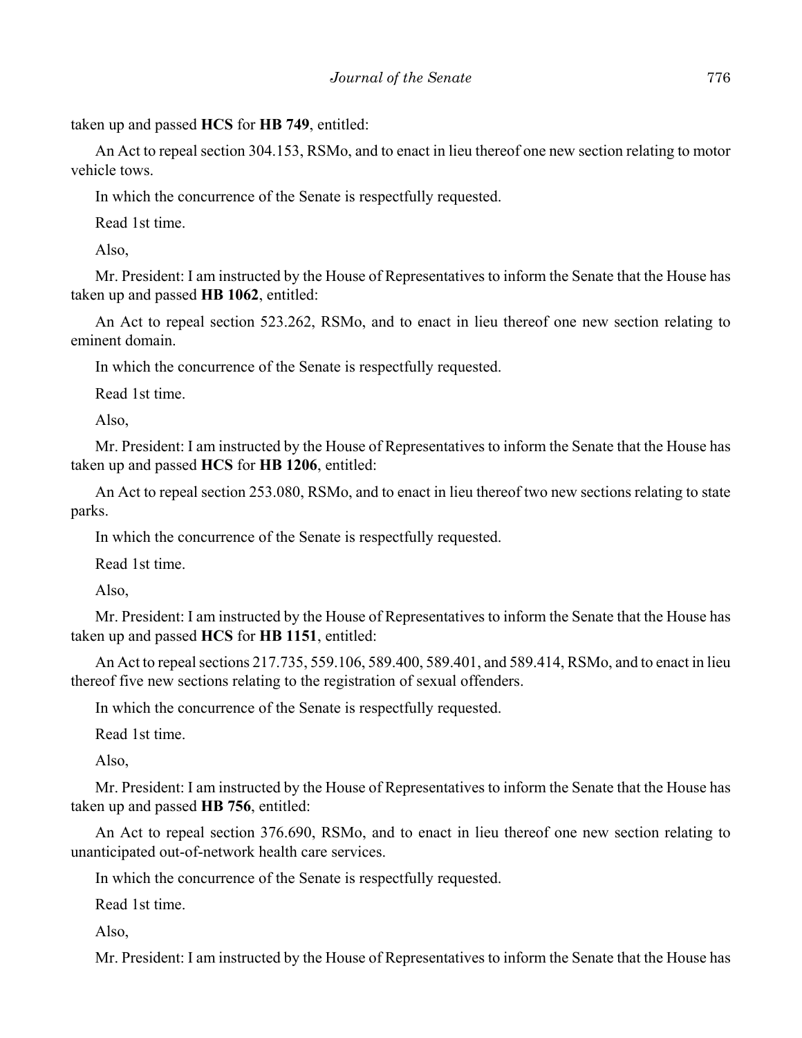taken up and passed **HCS** for **HB 749**, entitled:

An Act to repeal section 304.153, RSMo, and to enact in lieu thereof one new section relating to motor vehicle tows.

In which the concurrence of the Senate is respectfully requested.

Read 1st time.

Also,

Mr. President: I am instructed by the House of Representatives to inform the Senate that the House has taken up and passed **HB 1062**, entitled:

An Act to repeal section 523.262, RSMo, and to enact in lieu thereof one new section relating to eminent domain.

In which the concurrence of the Senate is respectfully requested.

Read 1st time.

Also,

Mr. President: I am instructed by the House of Representatives to inform the Senate that the House has taken up and passed **HCS** for **HB 1206**, entitled:

An Act to repeal section 253.080, RSMo, and to enact in lieu thereof two new sections relating to state parks.

In which the concurrence of the Senate is respectfully requested.

Read 1st time.

Also,

Mr. President: I am instructed by the House of Representatives to inform the Senate that the House has taken up and passed **HCS** for **HB 1151**, entitled:

An Act to repeal sections 217.735, 559.106, 589.400, 589.401, and 589.414, RSMo, and to enact in lieu thereof five new sections relating to the registration of sexual offenders.

In which the concurrence of the Senate is respectfully requested.

Read 1st time.

Also,

Mr. President: I am instructed by the House of Representatives to inform the Senate that the House has taken up and passed **HB 756**, entitled:

An Act to repeal section 376.690, RSMo, and to enact in lieu thereof one new section relating to unanticipated out-of-network health care services.

In which the concurrence of the Senate is respectfully requested.

Read 1st time.

Also,

Mr. President: I am instructed by the House of Representatives to inform the Senate that the House has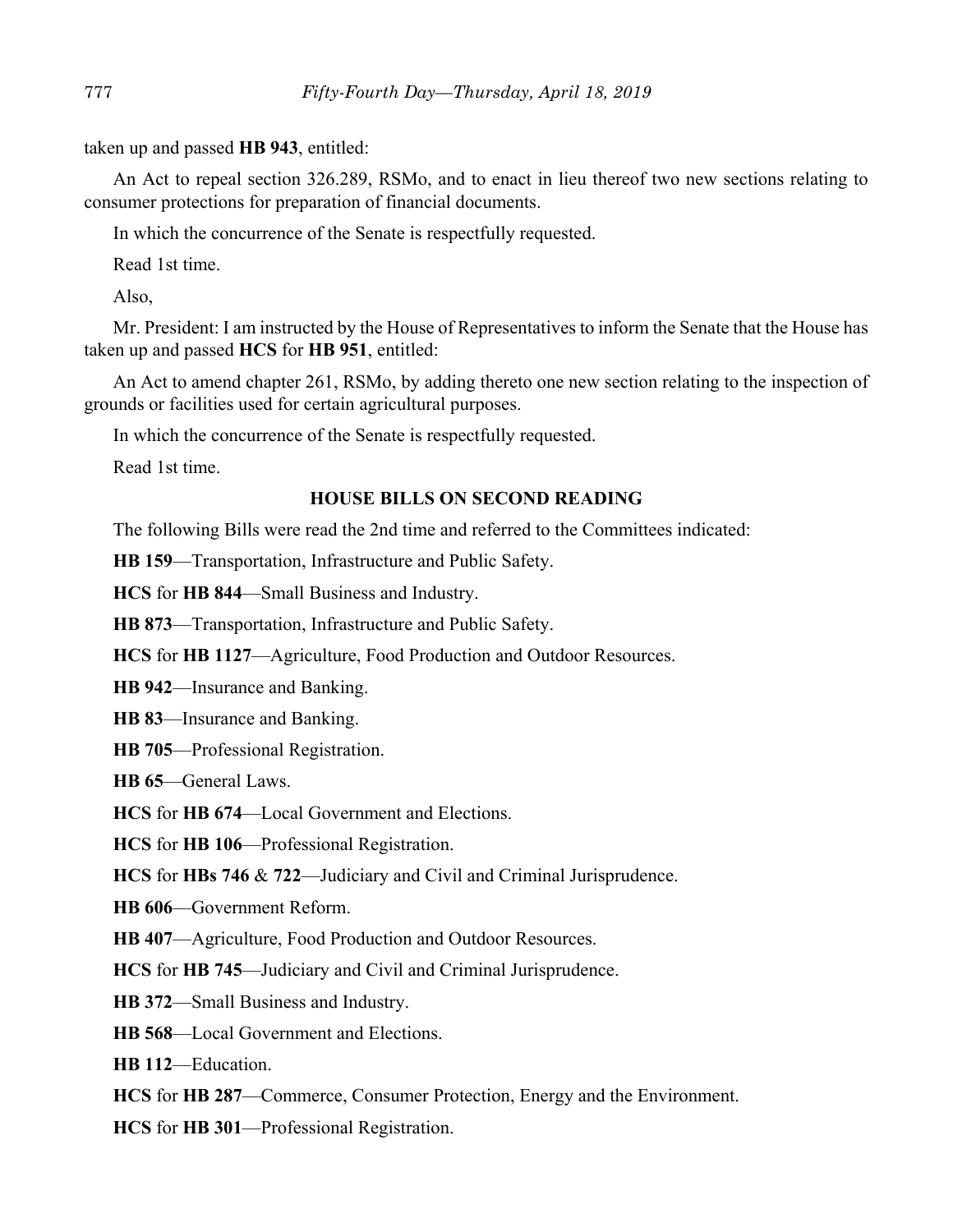taken up and passed **HB 943**, entitled:

An Act to repeal section 326.289, RSMo, and to enact in lieu thereof two new sections relating to consumer protections for preparation of financial documents.

In which the concurrence of the Senate is respectfully requested.

Read 1st time.

Also,

Mr. President: I am instructed by the House of Representatives to inform the Senate that the House has taken up and passed **HCS** for **HB 951**, entitled:

An Act to amend chapter 261, RSMo, by adding thereto one new section relating to the inspection of grounds or facilities used for certain agricultural purposes.

In which the concurrence of the Senate is respectfully requested.

Read 1st time.

## HOUSE BILLS ON SECOND READING

The following Bills were read the 2nd time and referred to the Committees indicated:

**HB 159**—Transportation, Infrastructure and Public Safety.

**HCS** for **HB 844**—Small Business and Industry.

**HB 873**—Transportation, Infrastructure and Public Safety.

**HCS** for **HB 1127**—Agriculture, Food Production and Outdoor Resources.

**HB 942**—Insurance and Banking.

**HB 83**—Insurance and Banking.

**HB 705**—Professional Registration.

**HB 65**—General Laws.

**HCS** for **HB 674**—Local Government and Elections.

**HCS** for **HB 106**—Professional Registration.

**HCS** for **HBs 746** & **722**—Judiciary and Civil and Criminal Jurisprudence.

**HB 606**—Government Reform.

**HB 407**—Agriculture, Food Production and Outdoor Resources.

**HCS** for **HB 745**—Judiciary and Civil and Criminal Jurisprudence.

**HB 372**—Small Business and Industry.

**HB 568**—Local Government and Elections.

**HB 112**—Education.

**HCS** for **HB 287**—Commerce, Consumer Protection, Energy and the Environment.

**HCS** for **HB 301**—Professional Registration.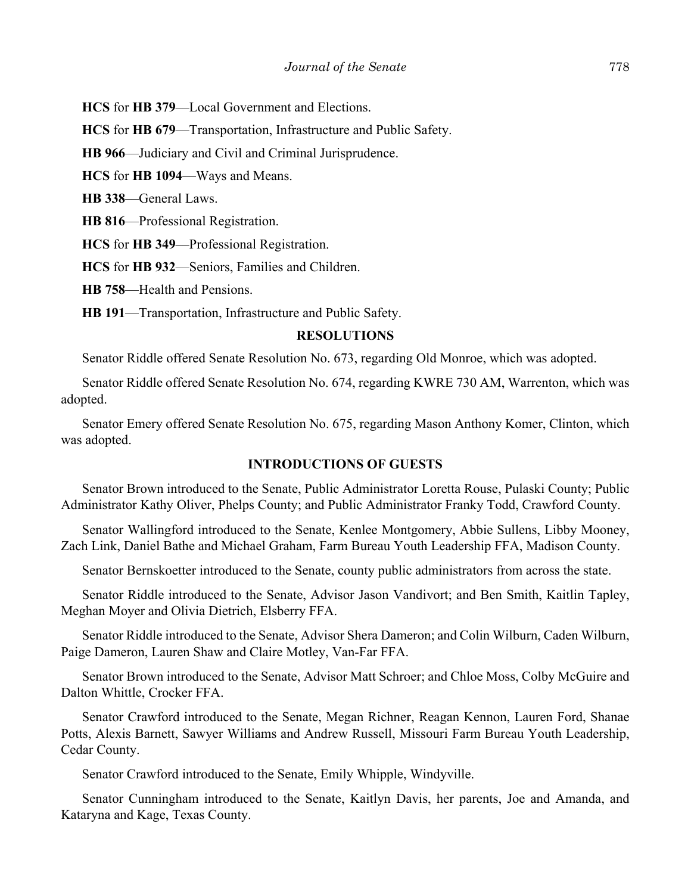**HCS** for **HB 379**—Local Government and Elections.

**HCS** for **HB 679**—Transportation, Infrastructure and Public Safety.

**HB 966**—Judiciary and Civil and Criminal Jurisprudence.

**HCS** for **HB 1094**—Ways and Means.

**HB 338**—General Laws.

**HB 816**—Professional Registration.

**HCS** for **HB 349**—Professional Registration.

**HCS** for **HB 932**—Seniors, Families and Children.

**HB 758**—Health and Pensions.

**HB 191**—Transportation, Infrastructure and Public Safety.

## RESOLUTIONS

Senator Riddle offered Senate Resolution No. 673, regarding Old Monroe, which was adopted.

Senator Riddle offered Senate Resolution No. 674, regarding KWRE 730 AM, Warrenton, which was adopted.

Senator Emery offered Senate Resolution No. 675, regarding Mason Anthony Komer, Clinton, which was adopted.

## INTRODUCTIONS OF GUESTS

Senator Brown introduced to the Senate, Public Administrator Loretta Rouse, Pulaski County; Public Administrator Kathy Oliver, Phelps County; and Public Administrator Franky Todd, Crawford County.

Senator Wallingford introduced to the Senate, Kenlee Montgomery, Abbie Sullens, Libby Mooney, Zach Link, Daniel Bathe and Michael Graham, Farm Bureau Youth Leadership FFA, Madison County.

Senator Bernskoetter introduced to the Senate, county public administrators from across the state.

Senator Riddle introduced to the Senate, Advisor Jason Vandivort; and Ben Smith, Kaitlin Tapley, Meghan Moyer and Olivia Dietrich, Elsberry FFA.

Senator Riddle introduced to the Senate, Advisor Shera Dameron; and Colin Wilburn, Caden Wilburn, Paige Dameron, Lauren Shaw and Claire Motley, Van-Far FFA.

Senator Brown introduced to the Senate, Advisor Matt Schroer; and Chloe Moss, Colby McGuire and Dalton Whittle, Crocker FFA.

Senator Crawford introduced to the Senate, Megan Richner, Reagan Kennon, Lauren Ford, Shanae Potts, Alexis Barnett, Sawyer Williams and Andrew Russell, Missouri Farm Bureau Youth Leadership, Cedar County.

Senator Crawford introduced to the Senate, Emily Whipple, Windyville.

Senator Cunningham introduced to the Senate, Kaitlyn Davis, her parents, Joe and Amanda, and Kataryna and Kage, Texas County.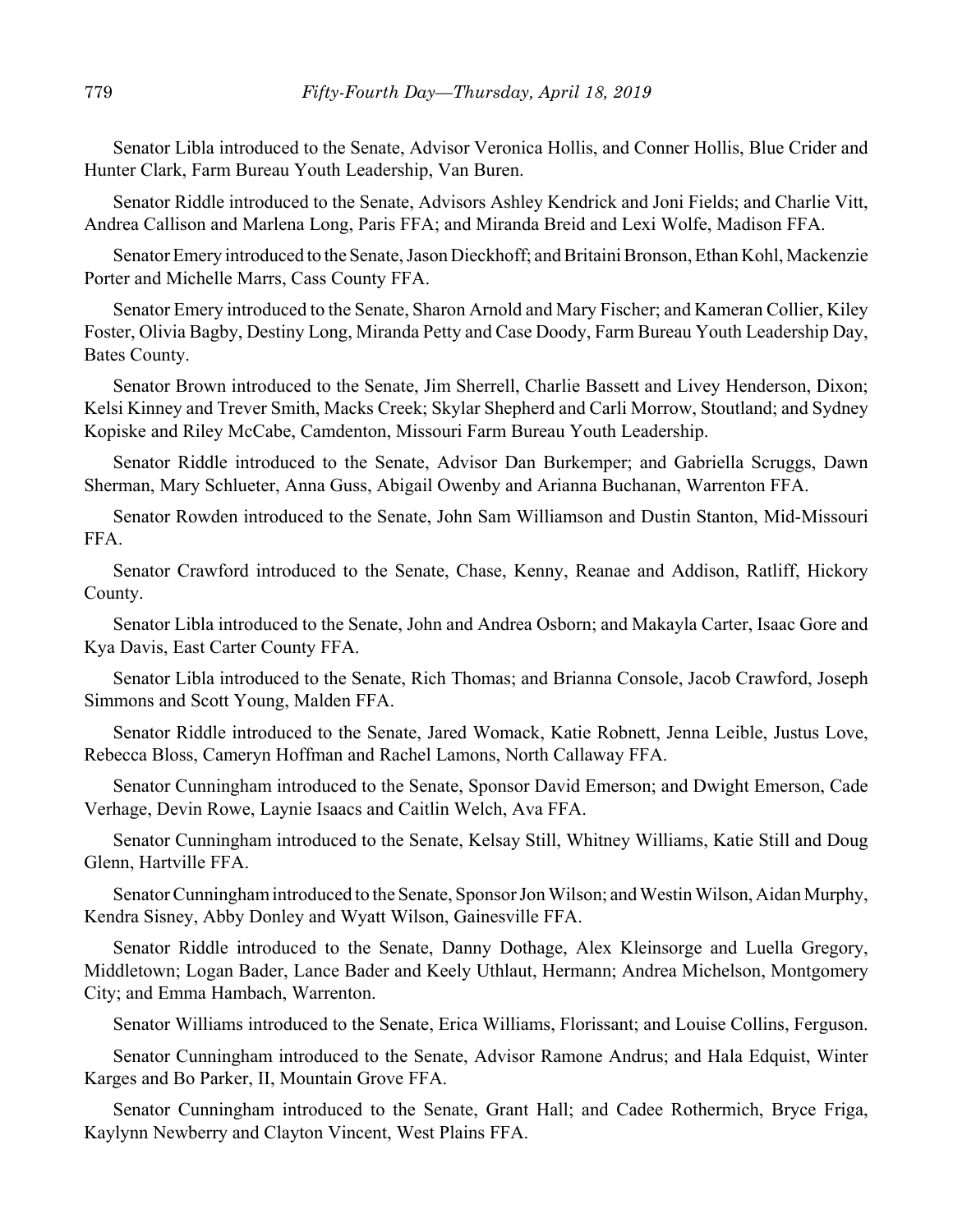Senator Libla introduced to the Senate, Advisor Veronica Hollis, and Conner Hollis, Blue Crider and Hunter Clark, Farm Bureau Youth Leadership, Van Buren.

Senator Riddle introduced to the Senate, Advisors Ashley Kendrick and Joni Fields; and Charlie Vitt, Andrea Callison and Marlena Long, Paris FFA; and Miranda Breid and Lexi Wolfe, Madison FFA.

Senator Emery introduced to the Senate, Jason Dieckhoff; and Britaini Bronson, Ethan Kohl, Mackenzie Porter and Michelle Marrs, Cass County FFA.

Senator Emery introduced to the Senate, Sharon Arnold and Mary Fischer; and Kameran Collier, Kiley Foster, Olivia Bagby, Destiny Long, Miranda Petty and Case Doody, Farm Bureau Youth Leadership Day, Bates County.

Senator Brown introduced to the Senate, Jim Sherrell, Charlie Bassett and Livey Henderson, Dixon; Kelsi Kinney and Trever Smith, Macks Creek; Skylar Shepherd and Carli Morrow, Stoutland; and Sydney Kopiske and Riley McCabe, Camdenton, Missouri Farm Bureau Youth Leadership.

Senator Riddle introduced to the Senate, Advisor Dan Burkemper; and Gabriella Scruggs, Dawn Sherman, Mary Schlueter, Anna Guss, Abigail Owenby and Arianna Buchanan, Warrenton FFA.

Senator Rowden introduced to the Senate, John Sam Williamson and Dustin Stanton, Mid-Missouri FFA.

Senator Crawford introduced to the Senate, Chase, Kenny, Reanae and Addison, Ratliff, Hickory County.

Senator Libla introduced to the Senate, John and Andrea Osborn; and Makayla Carter, Isaac Gore and Kya Davis, East Carter County FFA.

Senator Libla introduced to the Senate, Rich Thomas; and Brianna Console, Jacob Crawford, Joseph Simmons and Scott Young, Malden FFA.

Senator Riddle introduced to the Senate, Jared Womack, Katie Robnett, Jenna Leible, Justus Love, Rebecca Bloss, Cameryn Hoffman and Rachel Lamons, North Callaway FFA.

Senator Cunningham introduced to the Senate, Sponsor David Emerson; and Dwight Emerson, Cade Verhage, Devin Rowe, Laynie Isaacs and Caitlin Welch, Ava FFA.

Senator Cunningham introduced to the Senate, Kelsay Still, Whitney Williams, Katie Still and Doug Glenn, Hartville FFA.

Senator Cunningham introduced to the Senate, Sponsor Jon Wilson; and Westin Wilson, Aidan Murphy, Kendra Sisney, Abby Donley and Wyatt Wilson, Gainesville FFA.

Senator Riddle introduced to the Senate, Danny Dothage, Alex Kleinsorge and Luella Gregory, Middletown; Logan Bader, Lance Bader and Keely Uthlaut, Hermann; Andrea Michelson, Montgomery City; and Emma Hambach, Warrenton.

Senator Williams introduced to the Senate, Erica Williams, Florissant; and Louise Collins, Ferguson.

Senator Cunningham introduced to the Senate, Advisor Ramone Andrus; and Hala Edquist, Winter Karges and Bo Parker, II, Mountain Grove FFA.

Senator Cunningham introduced to the Senate, Grant Hall; and Cadee Rothermich, Bryce Friga, Kaylynn Newberry and Clayton Vincent, West Plains FFA.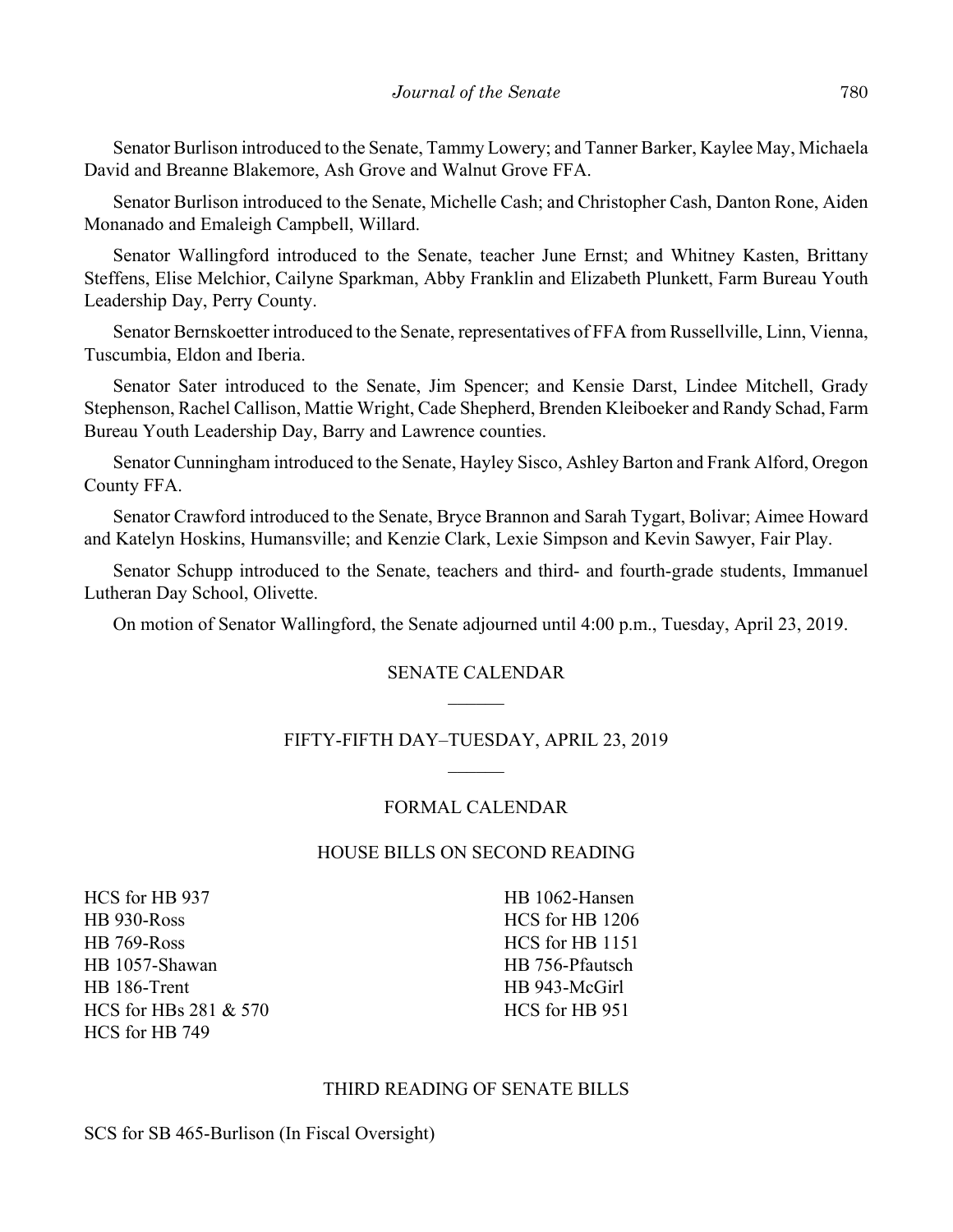Senator Burlison introduced to the Senate, Tammy Lowery; and Tanner Barker, Kaylee May, Michaela David and Breanne Blakemore, Ash Grove and Walnut Grove FFA.

Senator Burlison introduced to the Senate, Michelle Cash; and Christopher Cash, Danton Rone, Aiden Monanado and Emaleigh Campbell, Willard.

Senator Wallingford introduced to the Senate, teacher June Ernst; and Whitney Kasten, Brittany Steffens, Elise Melchior, Cailyne Sparkman, Abby Franklin and Elizabeth Plunkett, Farm Bureau Youth Leadership Day, Perry County.

Senator Bernskoetter introduced to the Senate, representatives of FFA from Russellville, Linn, Vienna, Tuscumbia, Eldon and Iberia.

Senator Sater introduced to the Senate, Jim Spencer; and Kensie Darst, Lindee Mitchell, Grady Stephenson, Rachel Callison, Mattie Wright, Cade Shepherd, Brenden Kleiboeker and Randy Schad, Farm Bureau Youth Leadership Day, Barry and Lawrence counties.

Senator Cunningham introduced to the Senate, Hayley Sisco, Ashley Barton and Frank Alford, Oregon County FFA.

Senator Crawford introduced to the Senate, Bryce Brannon and Sarah Tygart, Bolivar; Aimee Howard and Katelyn Hoskins, Humansville; and Kenzie Clark, Lexie Simpson and Kevin Sawyer, Fair Play.

Senator Schupp introduced to the Senate, teachers and third- and fourth-grade students, Immanuel Lutheran Day School, Olivette.

On motion of Senator Wallingford, the Senate adjourned until 4:00 p.m., Tuesday, April 23, 2019.

## SENATE CALENDAR

## FIFTY-FIFTH DAY–TUESDAY, APRIL 23, 2019

### FORMAL CALENDAR

### HOUSE BILLS ON SECOND READING

HCS for HB 937
HB 930-Ross
HB 769-Ross
HB 1057-Shawan
HB 186-Trent
HCS for HBs 281 & 570
HCS for HB 749
HB 1062-Hansen
HCS for HB 1206
HCS for HB 1151
HB 756-Pfautsch
HB 943-McGirl
HCS for HB 951

### THIRD READING OF SENATE BILLS

SCS for SB 465-Burlison (In Fiscal Oversight)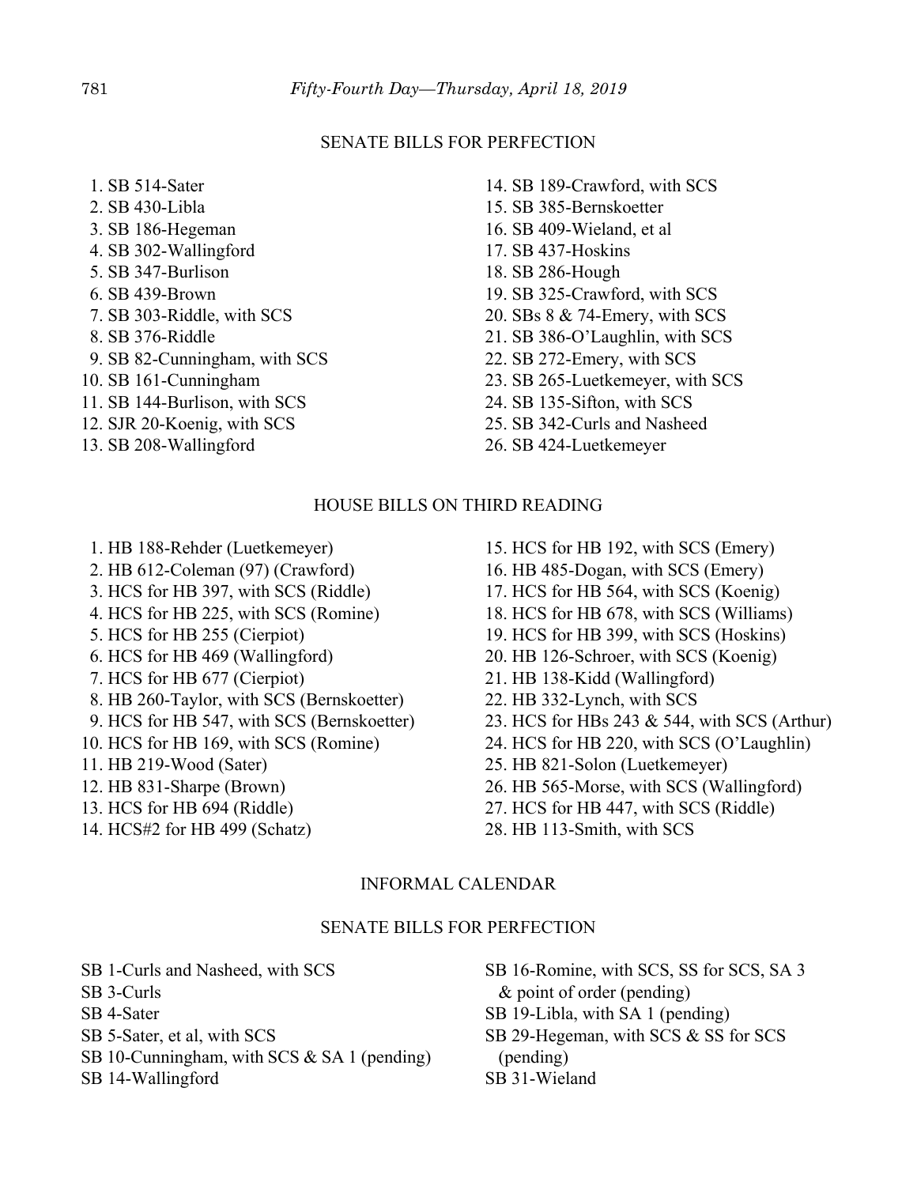## SENATE BILLS FOR PERFECTION

1. SB 514-Sater
2. SB 430-Libla
3. SB 186-Hegeman
4. SB 302-Wallingford
5. SB 347-Burlison
6. SB 439-Brown
7. SB 303-Riddle, with SCS
8. SB 376-Riddle
9. SB 82-Cunningham, with SCS
10. SB 161-Cunningham
11. SB 144-Burlison, with SCS
12. SJR 20-Koenig, with SCS
13. SB 208-Wallingford
14. SB 189-Crawford, with SCS
15. SB 385-Bernskoetter
16. SB 409-Wieland, et al
17. SB 437-Hoskins
18. SB 286-Hough
19. SB 325-Crawford, with SCS
20. SBs 8 & 74-Emery, with SCS
21. SB 386-O'Laughlin, with SCS
22. SB 272-Emery, with SCS
23. SB 265-Luetkemeyer, with SCS
24. SB 135-Sifton, with SCS
25. SB 342-Curls and Nasheed
26. SB 424-Luetkemeyer

## HOUSE BILLS ON THIRD READING

1. HB 188-Rehder (Luetkemeyer)
2. HB 612-Coleman (97) (Crawford)
3. HCS for HB 397, with SCS (Riddle)
4. HCS for HB 225, with SCS (Romine)
5. HCS for HB 255 (Cierpiot)
6. HCS for HB 469 (Wallingford)
7. HCS for HB 677 (Cierpiot)
8. HB 260-Taylor, with SCS (Bernskoetter)
9. HCS for HB 547, with SCS (Bernskoetter)
10. HCS for HB 169, with SCS (Romine)
11. HB 219-Wood (Sater)
12. HB 831-Sharpe (Brown)
13. HCS for HB 694 (Riddle)
14. HCS#2 for HB 499 (Schatz)
15. HCS for HB 192, with SCS (Emery)
16. HB 485-Dogan, with SCS (Emery)
17. HCS for HB 564, with SCS (Koenig)
18. HCS for HB 678, with SCS (Williams)
19. HCS for HB 399, with SCS (Hoskins)
20. HB 126-Schroer, with SCS (Koenig)
21. HB 138-Kidd (Wallingford)
22. HB 332-Lynch, with SCS
23. HCS for HBs 243 & 544, with SCS (Arthur)
24. HCS for HB 220, with SCS (O'Laughlin)
25. HB 821-Solon (Luetkemeyer)
26. HB 565-Morse, with SCS (Wallingford)
27. HCS for HB 447, with SCS (Riddle)
28. HB 113-Smith, with SCS

## INFORMAL CALENDAR

## SENATE BILLS FOR PERFECTION

SB 1-Curls and Nasheed, with SCS
SB 3-Curls
SB 4-Sater
SB 5-Sater, et al, with SCS
SB 10-Cunningham, with SCS & SA 1 (pending)
SB 14-Wallingford
SB 16-Romine, with SCS, SS for SCS, SA 3 & point of order (pending)
SB 19-Libla, with SA 1 (pending)
SB 29-Hegeman, with SCS & SS for SCS (pending)
SB 31-Wieland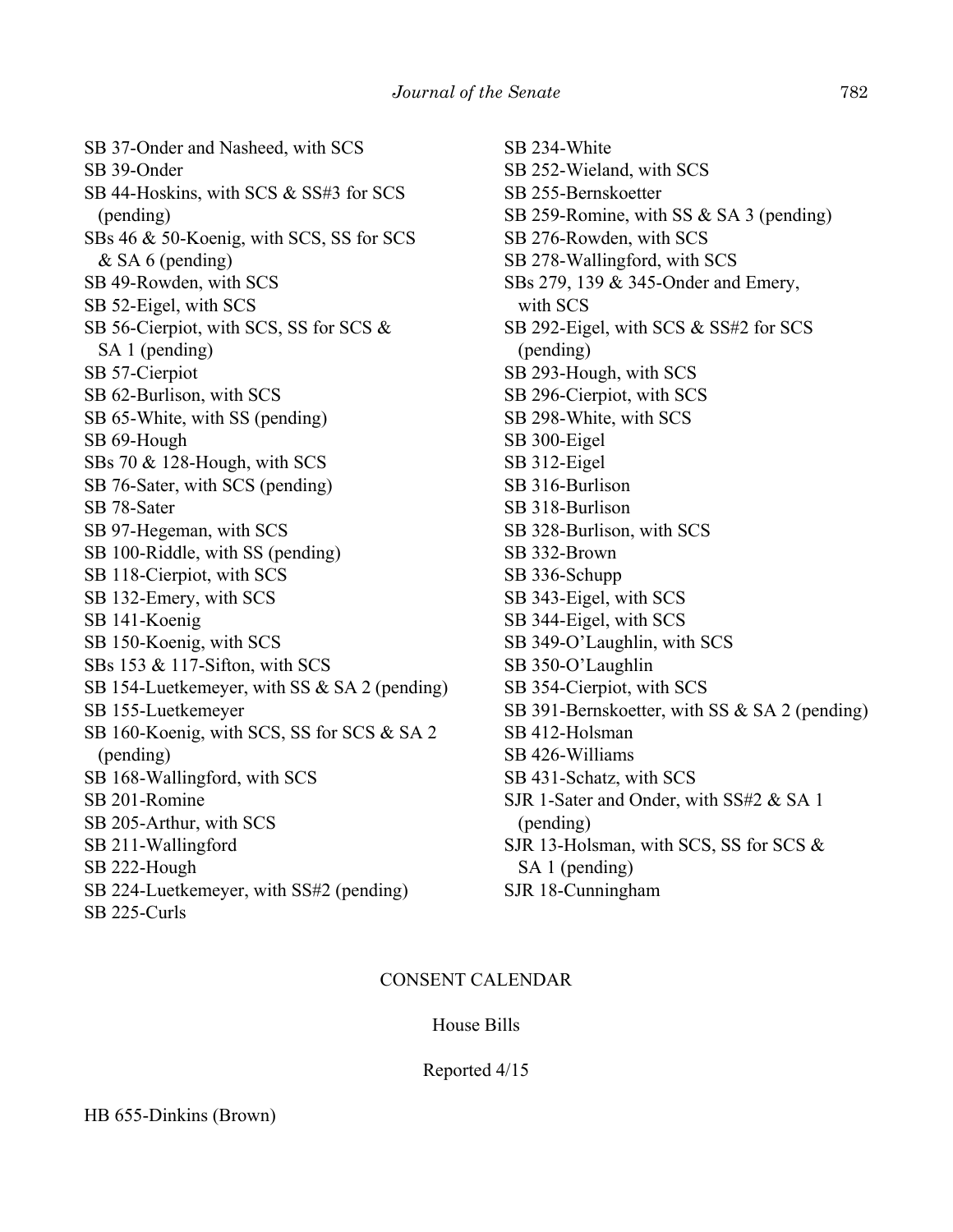SB 37-Onder and Nasheed, with SCS
SB 39-Onder
SB 44-Hoskins, with SCS & SS#3 for SCS (pending)
SBs 46 & 50-Koenig, with SCS, SS for SCS & SA 6 (pending)
SB 49-Rowden, with SCS
SB 52-Eigel, with SCS
SB 56-Cierpiot, with SCS, SS for SCS & SA 1 (pending)
SB 57-Cierpiot
SB 62-Burlison, with SCS
SB 65-White, with SS (pending)
SB 69-Hough
SBs 70 & 128-Hough, with SCS
SB 76-Sater, with SCS (pending)
SB 78-Sater
SB 97-Hegeman, with SCS
SB 100-Riddle, with SS (pending)
SB 118-Cierpiot, with SCS
SB 132-Emery, with SCS
SB 141-Koenig
SB 150-Koenig, with SCS
SBs 153 & 117-Sifton, with SCS
SB 154-Luetkemeyer, with SS & SA 2 (pending)
SB 155-Luetkemeyer
SB 160-Koenig, with SCS, SS for SCS & SA 2 (pending)
SB 168-Wallingford, with SCS
SB 201-Romine
SB 205-Arthur, with SCS
SB 211-Wallingford
SB 222-Hough
SB 224-Luetkemeyer, with SS#2 (pending)
SB 225-Curls
SB 234-White
SB 252-Wieland, with SCS
SB 255-Bernskoetter
SB 259-Romine, with SS & SA 3 (pending)
SB 276-Rowden, with SCS
SB 278-Wallingford, with SCS
SBs 279, 139 & 345-Onder and Emery, with SCS
SB 292-Eigel, with SCS & SS#2 for SCS (pending)
SB 293-Hough, with SCS
SB 296-Cierpiot, with SCS
SB 298-White, with SCS
SB 300-Eigel
SB 312-Eigel
SB 316-Burlison
SB 318-Burlison
SB 328-Burlison, with SCS
SB 332-Brown
SB 336-Schupp
SB 343-Eigel, with SCS
SB 344-Eigel, with SCS
SB 349-O'Laughlin, with SCS
SB 350-O'Laughlin
SB 354-Cierpiot, with SCS
SB 391-Bernskoetter, with SS & SA 2 (pending)
SB 412-Holsman
SB 426-Williams
SB 431-Schatz, with SCS
SJR 1-Sater and Onder, with SS#2 & SA 1 (pending)
SJR 13-Holsman, with SCS, SS for SCS & SA 1 (pending)
SJR 18-Cunningham

## CONSENT CALENDAR

### House Bills

Reported 4/15

HB 655-Dinkins (Brown)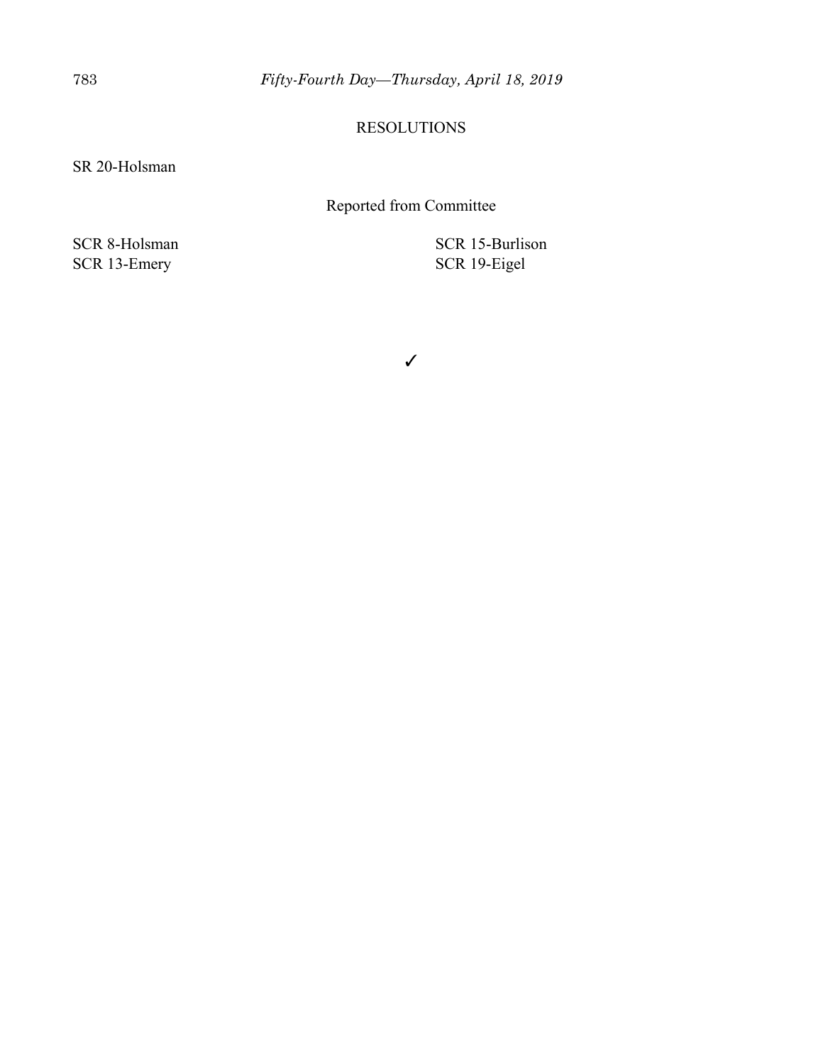RESOLUTIONS

SR 20-Holsman

Reported from Committee

SCR 8-Holsman
SCR 13-Emery
SCR 15-Burlison
SCR 19-Eigel

✓